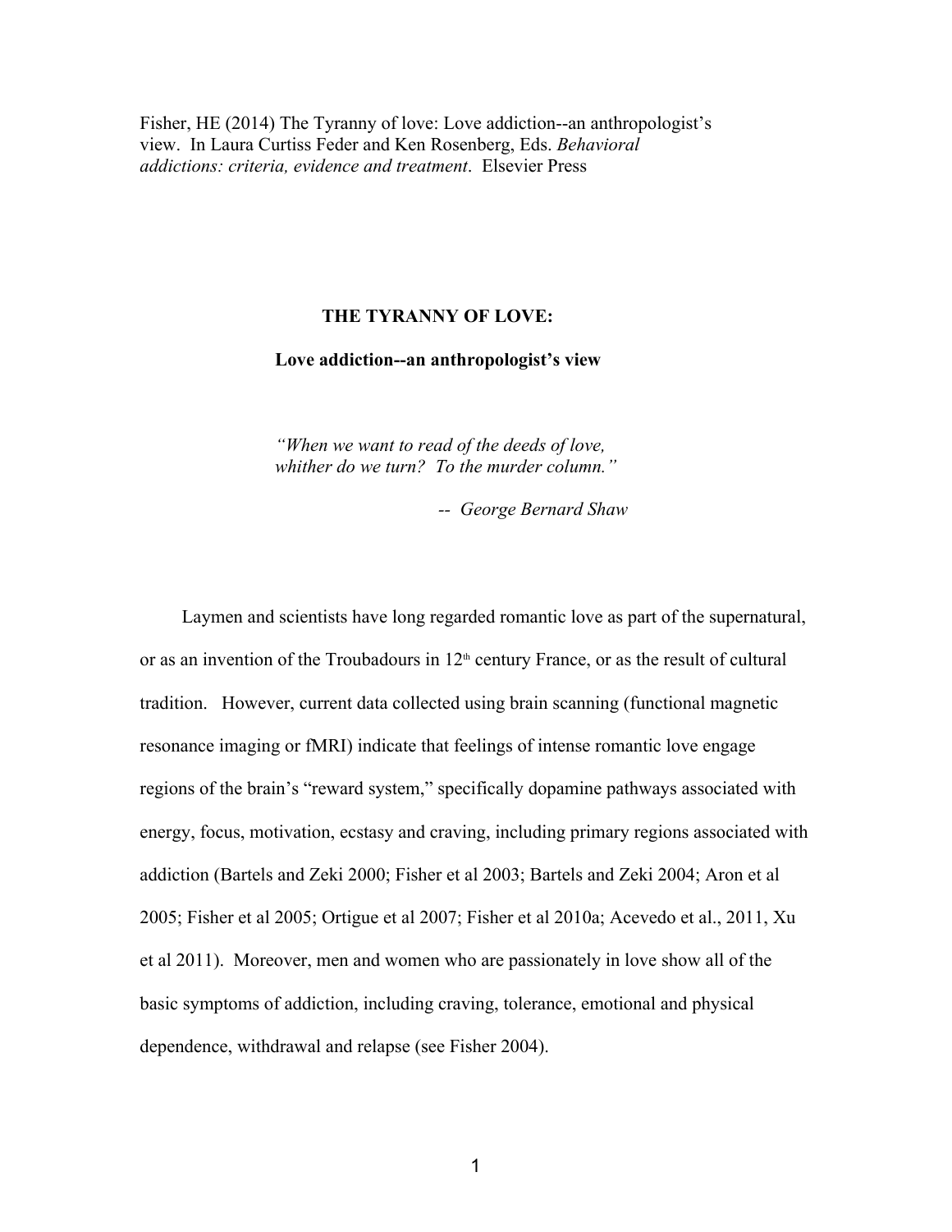Fisher, HE (2014) The Tyranny of love: Love addiction--an anthropologist's view. In Laura Curtiss Feder and Ken Rosenberg, Eds. *Behavioral addictions: criteria, evidence and treatment*. Elsevier Press

# THE TYRANNY OF LOVE:

## Love addiction--an anthropologist's view

> *"When we want to read of the deeds of love, whither do we turn? To the murder column."*
>
> -- *George Bernard Shaw*

Laymen and scientists have long regarded romantic love as part of the supernatural, or as an invention of the Troubadours in 12th century France, or as the result of cultural tradition. However, current data collected using brain scanning (functional magnetic resonance imaging or fMRI) indicate that feelings of intense romantic love engage regions of the brain's "reward system," specifically dopamine pathways associated with energy, focus, motivation, ecstasy and craving, including primary regions associated with addiction (Bartels and Zeki 2000; Fisher et al 2003; Bartels and Zeki 2004; Aron et al 2005; Fisher et al 2005; Ortigue et al 2007; Fisher et al 2010a; Acevedo et al., 2011, Xu et al 2011). Moreover, men and women who are passionately in love show all of the basic symptoms of addiction, including craving, tolerance, emotional and physical dependence, withdrawal and relapse (see Fisher 2004).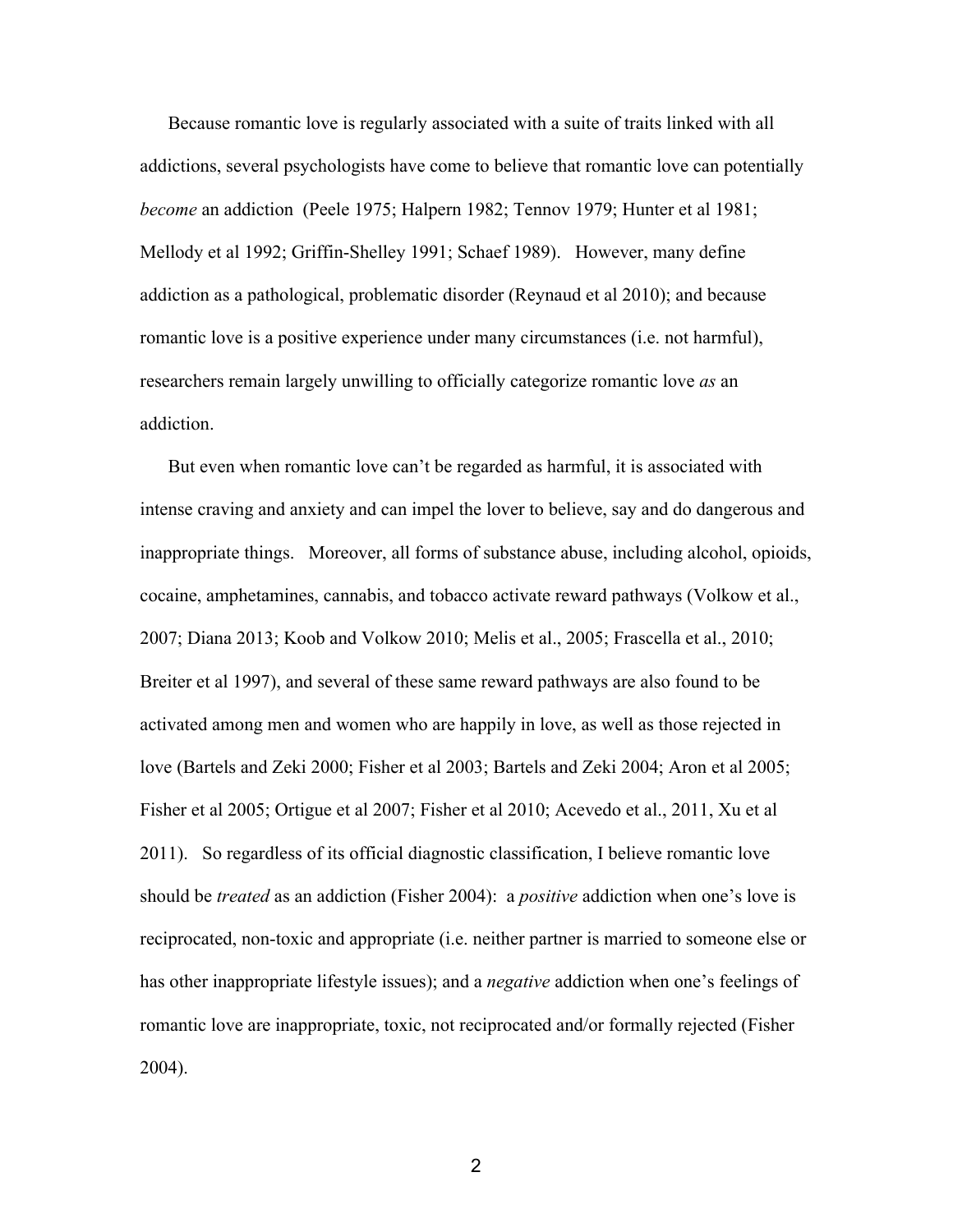Because romantic love is regularly associated with a suite of traits linked with all addictions, several psychologists have come to believe that romantic love can potentially *become* an addiction (Peele 1975; Halpern 1982; Tennov 1979; Hunter et al 1981; Mellody et al 1992; Griffin-Shelley 1991; Schaef 1989). However, many define addiction as a pathological, problematic disorder (Reynaud et al 2010); and because romantic love is a positive experience under many circumstances (i.e. not harmful), researchers remain largely unwilling to officially categorize romantic love *as* an addiction.

But even when romantic love can't be regarded as harmful, it is associated with intense craving and anxiety and can impel the lover to believe, say and do dangerous and inappropriate things. Moreover, all forms of substance abuse, including alcohol, opioids, cocaine, amphetamines, cannabis, and tobacco activate reward pathways (Volkow et al., 2007; Diana 2013; Koob and Volkow 2010; Melis et al., 2005; Frascella et al., 2010; Breiter et al 1997), and several of these same reward pathways are also found to be activated among men and women who are happily in love, as well as those rejected in love (Bartels and Zeki 2000; Fisher et al 2003; Bartels and Zeki 2004; Aron et al 2005; Fisher et al 2005; Ortigue et al 2007; Fisher et al 2010; Acevedo et al., 2011, Xu et al 2011). So regardless of its official diagnostic classification, I believe romantic love should be *treated* as an addiction (Fisher 2004): a *positive* addiction when one's love is reciprocated, non-toxic and appropriate (i.e. neither partner is married to someone else or has other inappropriate lifestyle issues); and a *negative* addiction when one's feelings of romantic love are inappropriate, toxic, not reciprocated and/or formally rejected (Fisher 2004).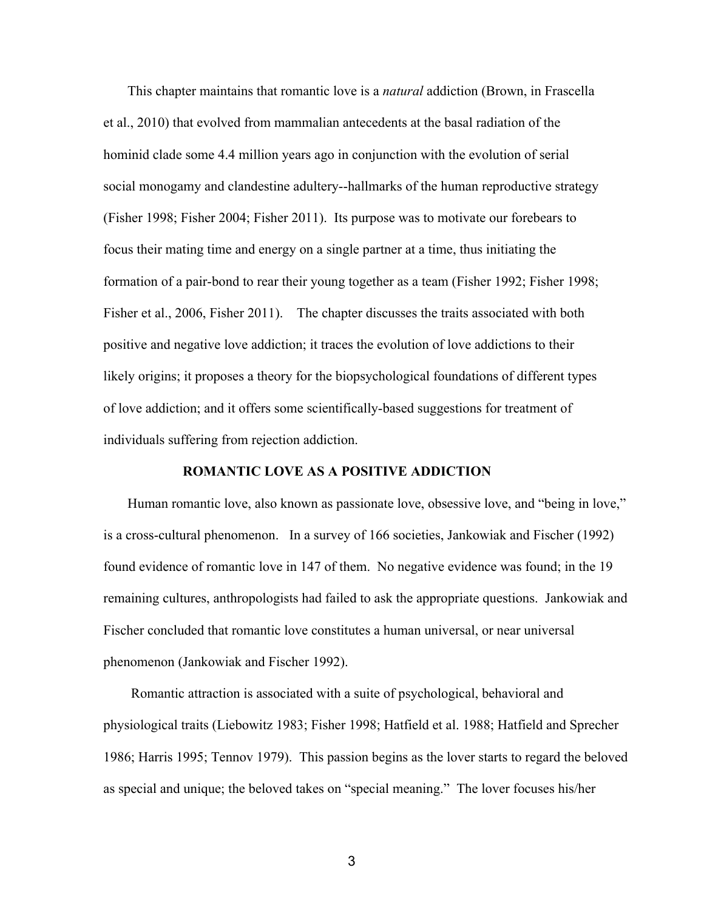This chapter maintains that romantic love is a *natural* addiction (Brown, in Frascella et al., 2010) that evolved from mammalian antecedents at the basal radiation of the hominid clade some 4.4 million years ago in conjunction with the evolution of serial social monogamy and clandestine adultery--hallmarks of the human reproductive strategy (Fisher 1998; Fisher 2004; Fisher 2011). Its purpose was to motivate our forebears to focus their mating time and energy on a single partner at a time, thus initiating the formation of a pair-bond to rear their young together as a team (Fisher 1992; Fisher 1998; Fisher et al., 2006, Fisher 2011). The chapter discusses the traits associated with both positive and negative love addiction; it traces the evolution of love addictions to their likely origins; it proposes a theory for the biopsychological foundations of different types of love addiction; and it offers some scientifically-based suggestions for treatment of individuals suffering from rejection addiction.

## ROMANTIC LOVE AS A POSITIVE ADDICTION

Human romantic love, also known as passionate love, obsessive love, and "being in love," is a cross-cultural phenomenon. In a survey of 166 societies, Jankowiak and Fischer (1992) found evidence of romantic love in 147 of them. No negative evidence was found; in the 19 remaining cultures, anthropologists had failed to ask the appropriate questions. Jankowiak and Fischer concluded that romantic love constitutes a human universal, or near universal phenomenon (Jankowiak and Fischer 1992).

Romantic attraction is associated with a suite of psychological, behavioral and physiological traits (Liebowitz 1983; Fisher 1998; Hatfield et al. 1988; Hatfield and Sprecher 1986; Harris 1995; Tennov 1979). This passion begins as the lover starts to regard the beloved as special and unique; the beloved takes on "special meaning." The lover focuses his/her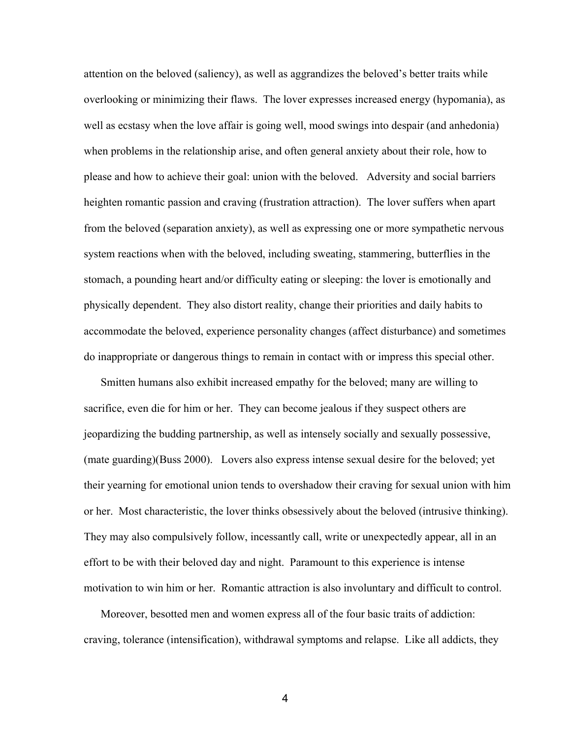attention on the beloved (saliency), as well as aggrandizes the beloved's better traits while overlooking or minimizing their flaws. The lover expresses increased energy (hypomania), as well as ecstasy when the love affair is going well, mood swings into despair (and anhedonia) when problems in the relationship arise, and often general anxiety about their role, how to please and how to achieve their goal: union with the beloved. Adversity and social barriers heighten romantic passion and craving (frustration attraction). The lover suffers when apart from the beloved (separation anxiety), as well as expressing one or more sympathetic nervous system reactions when with the beloved, including sweating, stammering, butterflies in the stomach, a pounding heart and/or difficulty eating or sleeping: the lover is emotionally and physically dependent. They also distort reality, change their priorities and daily habits to accommodate the beloved, experience personality changes (affect disturbance) and sometimes do inappropriate or dangerous things to remain in contact with or impress this special other.

Smitten humans also exhibit increased empathy for the beloved; many are willing to sacrifice, even die for him or her. They can become jealous if they suspect others are jeopardizing the budding partnership, as well as intensely socially and sexually possessive, (mate guarding)(Buss 2000). Lovers also express intense sexual desire for the beloved; yet their yearning for emotional union tends to overshadow their craving for sexual union with him or her. Most characteristic, the lover thinks obsessively about the beloved (intrusive thinking). They may also compulsively follow, incessantly call, write or unexpectedly appear, all in an effort to be with their beloved day and night. Paramount to this experience is intense motivation to win him or her. Romantic attraction is also involuntary and difficult to control.

Moreover, besotted men and women express all of the four basic traits of addiction: craving, tolerance (intensification), withdrawal symptoms and relapse. Like all addicts, they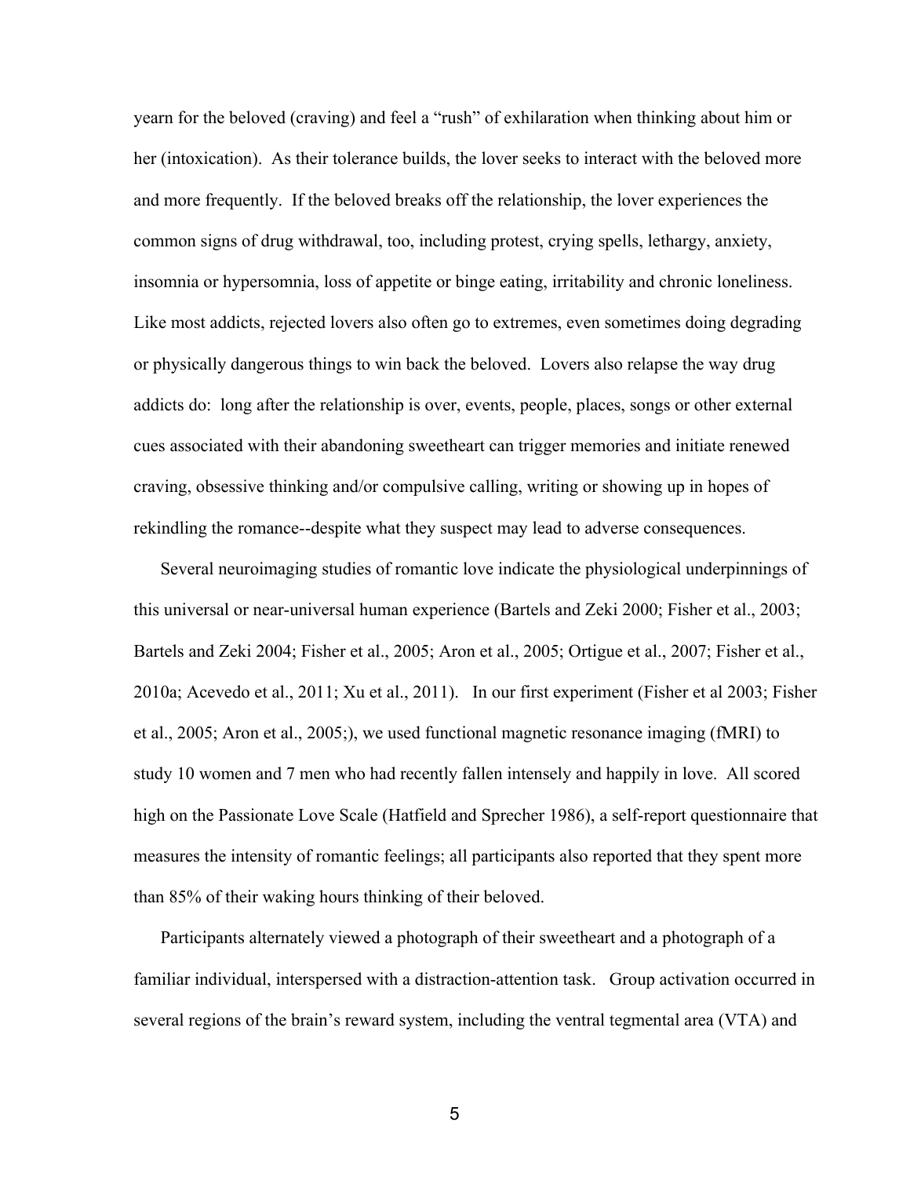yearn for the beloved (craving) and feel a "rush" of exhilaration when thinking about him or her (intoxication). As their tolerance builds, the lover seeks to interact with the beloved more and more frequently. If the beloved breaks off the relationship, the lover experiences the common signs of drug withdrawal, too, including protest, crying spells, lethargy, anxiety, insomnia or hypersomnia, loss of appetite or binge eating, irritability and chronic loneliness. Like most addicts, rejected lovers also often go to extremes, even sometimes doing degrading or physically dangerous things to win back the beloved. Lovers also relapse the way drug addicts do: long after the relationship is over, events, people, places, songs or other external cues associated with their abandoning sweetheart can trigger memories and initiate renewed craving, obsessive thinking and/or compulsive calling, writing or showing up in hopes of rekindling the romance--despite what they suspect may lead to adverse consequences.

Several neuroimaging studies of romantic love indicate the physiological underpinnings of this universal or near-universal human experience (Bartels and Zeki 2000; Fisher et al., 2003; Bartels and Zeki 2004; Fisher et al., 2005; Aron et al., 2005; Ortigue et al., 2007; Fisher et al., 2010a; Acevedo et al., 2011; Xu et al., 2011). In our first experiment (Fisher et al 2003; Fisher et al., 2005; Aron et al., 2005;), we used functional magnetic resonance imaging (fMRI) to study 10 women and 7 men who had recently fallen intensely and happily in love. All scored high on the Passionate Love Scale (Hatfield and Sprecher 1986), a self-report questionnaire that measures the intensity of romantic feelings; all participants also reported that they spent more than 85% of their waking hours thinking of their beloved.

Participants alternately viewed a photograph of their sweetheart and a photograph of a familiar individual, interspersed with a distraction-attention task. Group activation occurred in several regions of the brain's reward system, including the ventral tegmental area (VTA) and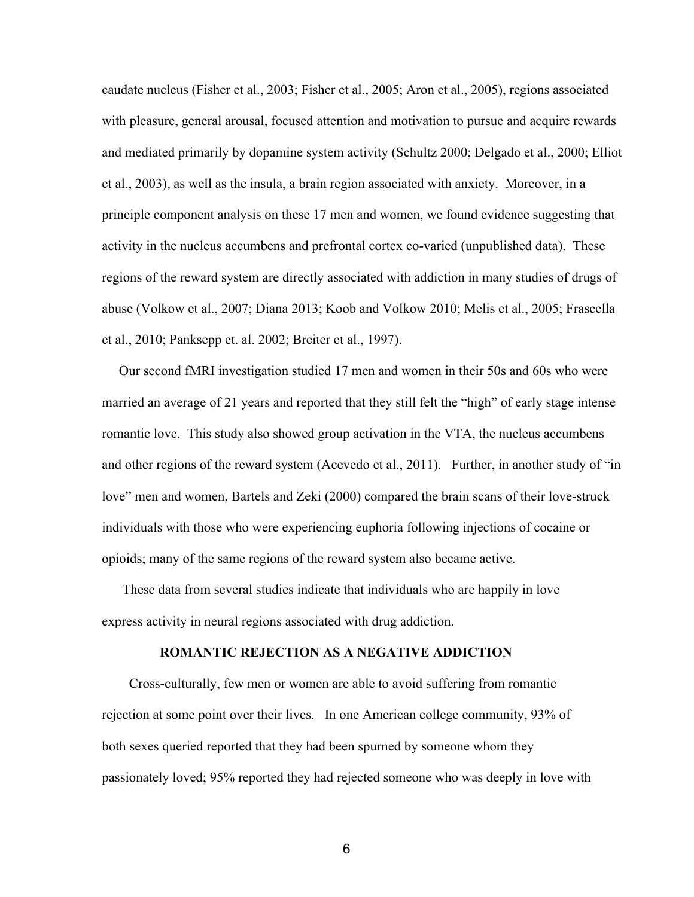caudate nucleus (Fisher et al., 2003; Fisher et al., 2005; Aron et al., 2005), regions associated with pleasure, general arousal, focused attention and motivation to pursue and acquire rewards and mediated primarily by dopamine system activity (Schultz 2000; Delgado et al., 2000; Elliot et al., 2003), as well as the insula, a brain region associated with anxiety. Moreover, in a principle component analysis on these 17 men and women, we found evidence suggesting that activity in the nucleus accumbens and prefrontal cortex co-varied (unpublished data). These regions of the reward system are directly associated with addiction in many studies of drugs of abuse (Volkow et al., 2007; Diana 2013; Koob and Volkow 2010; Melis et al., 2005; Frascella et al., 2010; Panksepp et. al. 2002; Breiter et al., 1997).

Our second fMRI investigation studied 17 men and women in their 50s and 60s who were married an average of 21 years and reported that they still felt the "high" of early stage intense romantic love. This study also showed group activation in the VTA, the nucleus accumbens and other regions of the reward system (Acevedo et al., 2011). Further, in another study of "in love" men and women, Bartels and Zeki (2000) compared the brain scans of their love-struck individuals with those who were experiencing euphoria following injections of cocaine or opioids; many of the same regions of the reward system also became active.

These data from several studies indicate that individuals who are happily in love express activity in neural regions associated with drug addiction.

## ROMANTIC REJECTION AS A NEGATIVE ADDICTION

Cross-culturally, few men or women are able to avoid suffering from romantic rejection at some point over their lives. In one American college community, 93% of both sexes queried reported that they had been spurned by someone whom they passionately loved; 95% reported they had rejected someone who was deeply in love with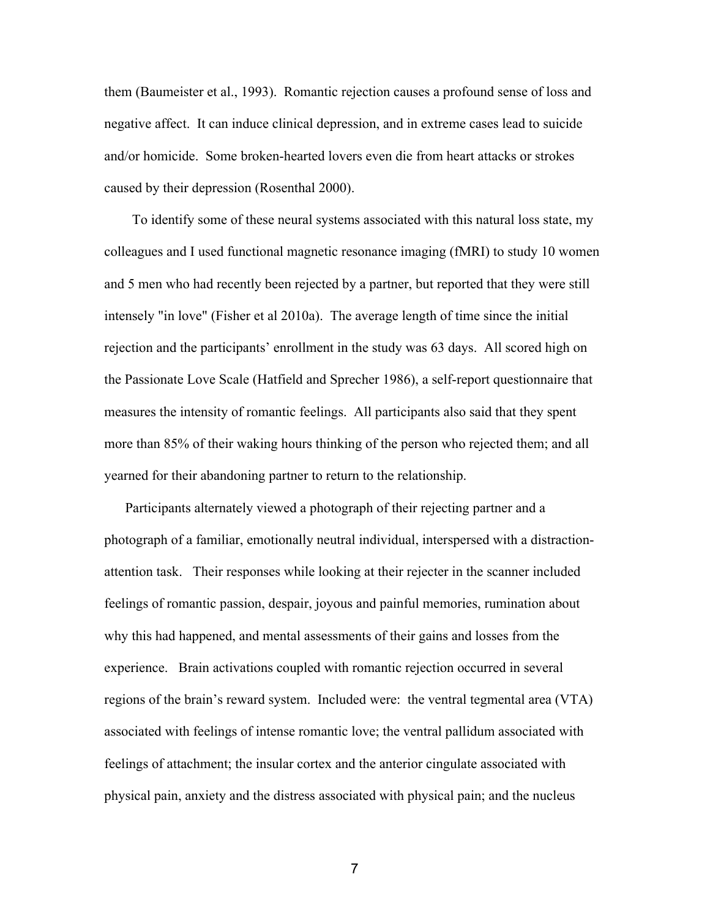them (Baumeister et al., 1993). Romantic rejection causes a profound sense of loss and negative affect. It can induce clinical depression, and in extreme cases lead to suicide and/or homicide. Some broken-hearted lovers even die from heart attacks or strokes caused by their depression (Rosenthal 2000).

To identify some of these neural systems associated with this natural loss state, my colleagues and I used functional magnetic resonance imaging (fMRI) to study 10 women and 5 men who had recently been rejected by a partner, but reported that they were still intensely "in love" (Fisher et al 2010a). The average length of time since the initial rejection and the participants' enrollment in the study was 63 days. All scored high on the Passionate Love Scale (Hatfield and Sprecher 1986), a self-report questionnaire that measures the intensity of romantic feelings. All participants also said that they spent more than 85% of their waking hours thinking of the person who rejected them; and all yearned for their abandoning partner to return to the relationship.

Participants alternately viewed a photograph of their rejecting partner and a photograph of a familiar, emotionally neutral individual, interspersed with a distraction-attention task. Their responses while looking at their rejecter in the scanner included feelings of romantic passion, despair, joyous and painful memories, rumination about why this had happened, and mental assessments of their gains and losses from the experience. Brain activations coupled with romantic rejection occurred in several regions of the brain's reward system. Included were: the ventral tegmental area (VTA) associated with feelings of intense romantic love; the ventral pallidum associated with feelings of attachment; the insular cortex and the anterior cingulate associated with physical pain, anxiety and the distress associated with physical pain; and the nucleus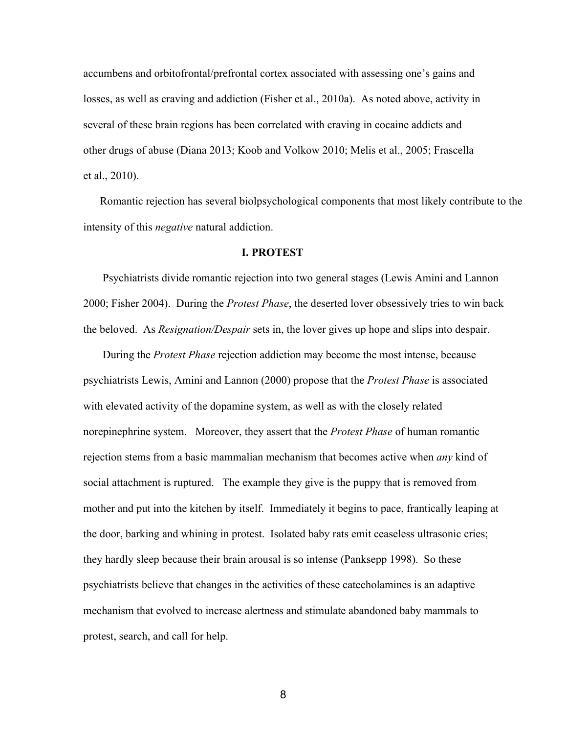accumbens and orbitofrontal/prefrontal cortex associated with assessing one's gains and losses, as well as craving and addiction (Fisher et al., 2010a). As noted above, activity in several of these brain regions has been correlated with craving in cocaine addicts and other drugs of abuse (Diana 2013; Koob and Volkow 2010; Melis et al., 2005; Frascella et al., 2010).

Romantic rejection has several biolpsychological components that most likely contribute to the intensity of this *negative* natural addiction.

## I. PROTEST

Psychiatrists divide romantic rejection into two general stages (Lewis Amini and Lannon 2000; Fisher 2004). During the *Protest Phase*, the deserted lover obsessively tries to win back the beloved. As *Resignation/Despair* sets in, the lover gives up hope and slips into despair.

During the *Protest Phase* rejection addiction may become the most intense, because psychiatrists Lewis, Amini and Lannon (2000) propose that the *Protest Phase* is associated with elevated activity of the dopamine system, as well as with the closely related norepinephrine system. Moreover, they assert that the *Protest Phase* of human romantic rejection stems from a basic mammalian mechanism that becomes active when *any* kind of social attachment is ruptured. The example they give is the puppy that is removed from mother and put into the kitchen by itself. Immediately it begins to pace, frantically leaping at the door, barking and whining in protest. Isolated baby rats emit ceaseless ultrasonic cries; they hardly sleep because their brain arousal is so intense (Panksepp 1998). So these psychiatrists believe that changes in the activities of these catecholamines is an adaptive mechanism that evolved to increase alertness and stimulate abandoned baby mammals to protest, search, and call for help.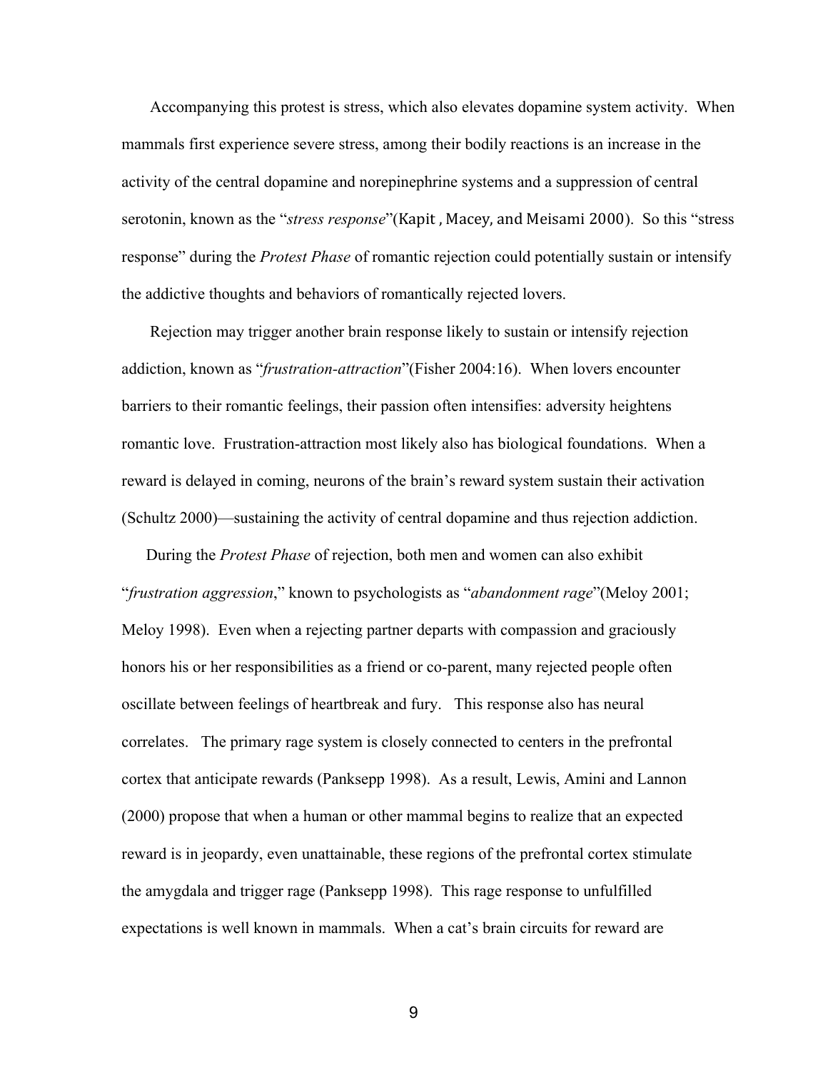Accompanying this protest is stress, which also elevates dopamine system activity. When mammals first experience severe stress, among their bodily reactions is an increase in the activity of the central dopamine and norepinephrine systems and a suppression of central serotonin, known as the "*stress response*"(Kapit , Macey, and Meisami 2000). So this "stress response" during the *Protest Phase* of romantic rejection could potentially sustain or intensify the addictive thoughts and behaviors of romantically rejected lovers.

Rejection may trigger another brain response likely to sustain or intensify rejection addiction, known as "*frustration-attraction*"(Fisher 2004:16). When lovers encounter barriers to their romantic feelings, their passion often intensifies: adversity heightens romantic love. Frustration-attraction most likely also has biological foundations. When a reward is delayed in coming, neurons of the brain's reward system sustain their activation (Schultz 2000)—sustaining the activity of central dopamine and thus rejection addiction.

During the *Protest Phase* of rejection, both men and women can also exhibit "*frustration aggression*," known to psychologists as "*abandonment rage*"(Meloy 2001; Meloy 1998). Even when a rejecting partner departs with compassion and graciously honors his or her responsibilities as a friend or co-parent, many rejected people often oscillate between feelings of heartbreak and fury. This response also has neural correlates. The primary rage system is closely connected to centers in the prefrontal cortex that anticipate rewards (Panksepp 1998). As a result, Lewis, Amini and Lannon (2000) propose that when a human or other mammal begins to realize that an expected reward is in jeopardy, even unattainable, these regions of the prefrontal cortex stimulate the amygdala and trigger rage (Panksepp 1998). This rage response to unfulfilled expectations is well known in mammals. When a cat's brain circuits for reward are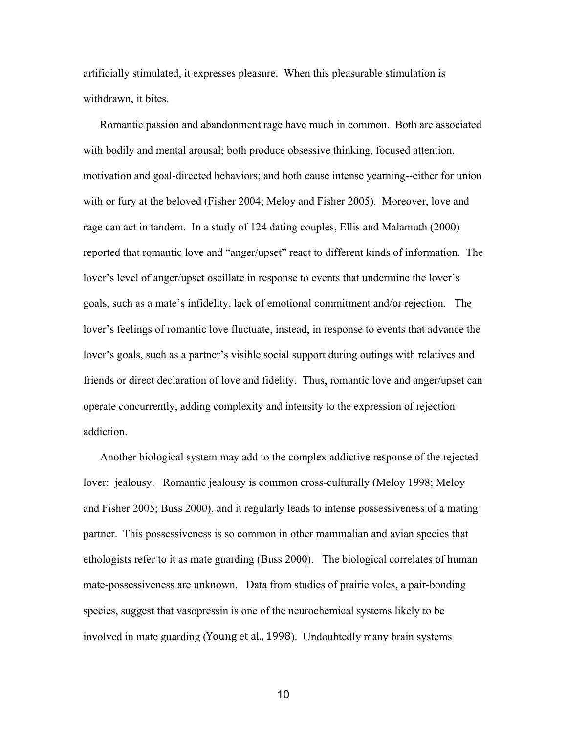artificially stimulated, it expresses pleasure. When this pleasurable stimulation is withdrawn, it bites.

Romantic passion and abandonment rage have much in common. Both are associated with bodily and mental arousal; both produce obsessive thinking, focused attention, motivation and goal-directed behaviors; and both cause intense yearning--either for union with or fury at the beloved (Fisher 2004; Meloy and Fisher 2005). Moreover, love and rage can act in tandem. In a study of 124 dating couples, Ellis and Malamuth (2000) reported that romantic love and "anger/upset" react to different kinds of information. The lover's level of anger/upset oscillate in response to events that undermine the lover's goals, such as a mate's infidelity, lack of emotional commitment and/or rejection. The lover's feelings of romantic love fluctuate, instead, in response to events that advance the lover's goals, such as a partner's visible social support during outings with relatives and friends or direct declaration of love and fidelity. Thus, romantic love and anger/upset can operate concurrently, adding complexity and intensity to the expression of rejection addiction.

Another biological system may add to the complex addictive response of the rejected lover: jealousy. Romantic jealousy is common cross-culturally (Meloy 1998; Meloy and Fisher 2005; Buss 2000), and it regularly leads to intense possessiveness of a mating partner. This possessiveness is so common in other mammalian and avian species that ethologists refer to it as mate guarding (Buss 2000). The biological correlates of human mate-possessiveness are unknown. Data from studies of prairie voles, a pair-bonding species, suggest that vasopressin is one of the neurochemical systems likely to be involved in mate guarding (Young et al., 1998). Undoubtedly many brain systems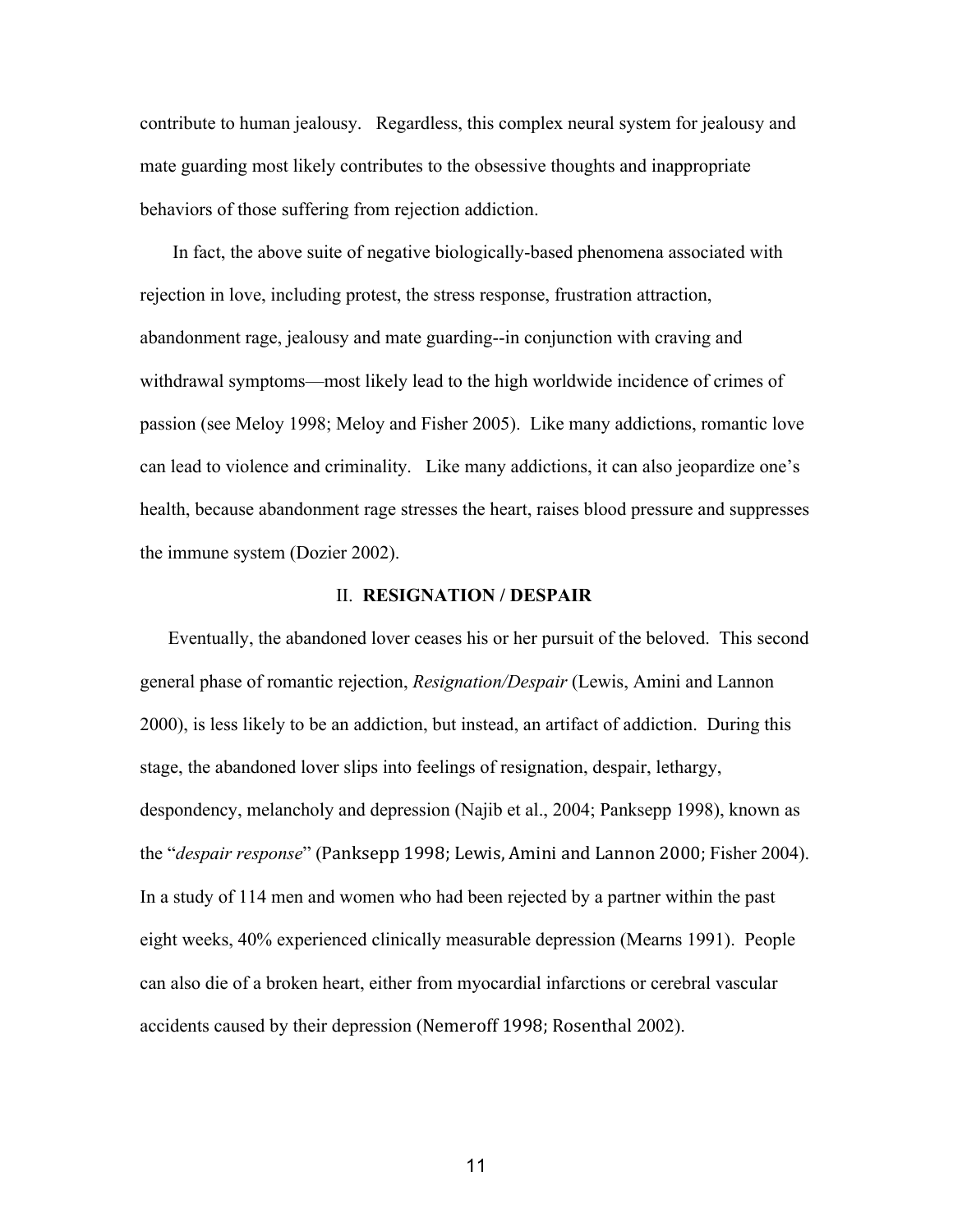contribute to human jealousy. Regardless, this complex neural system for jealousy and mate guarding most likely contributes to the obsessive thoughts and inappropriate behaviors of those suffering from rejection addiction.

In fact, the above suite of negative biologically-based phenomena associated with rejection in love, including protest, the stress response, frustration attraction, abandonment rage, jealousy and mate guarding--in conjunction with craving and withdrawal symptoms—most likely lead to the high worldwide incidence of crimes of passion (see Meloy 1998; Meloy and Fisher 2005). Like many addictions, romantic love can lead to violence and criminality. Like many addictions, it can also jeopardize one's health, because abandonment rage stresses the heart, raises blood pressure and suppresses the immune system (Dozier 2002).

## II. **RESIGNATION / DESPAIR**

Eventually, the abandoned lover ceases his or her pursuit of the beloved. This second general phase of romantic rejection, *Resignation/Despair* (Lewis, Amini and Lannon 2000), is less likely to be an addiction, but instead, an artifact of addiction. During this stage, the abandoned lover slips into feelings of resignation, despair, lethargy, despondency, melancholy and depression (Najib et al., 2004; Panksepp 1998), known as the "*despair response*" (Panksepp 1998; Lewis, Amini and Lannon 2000; Fisher 2004). In a study of 114 men and women who had been rejected by a partner within the past eight weeks, 40% experienced clinically measurable depression (Mearns 1991). People can also die of a broken heart, either from myocardial infarctions or cerebral vascular accidents caused by their depression (Nemeroff 1998; Rosenthal 2002).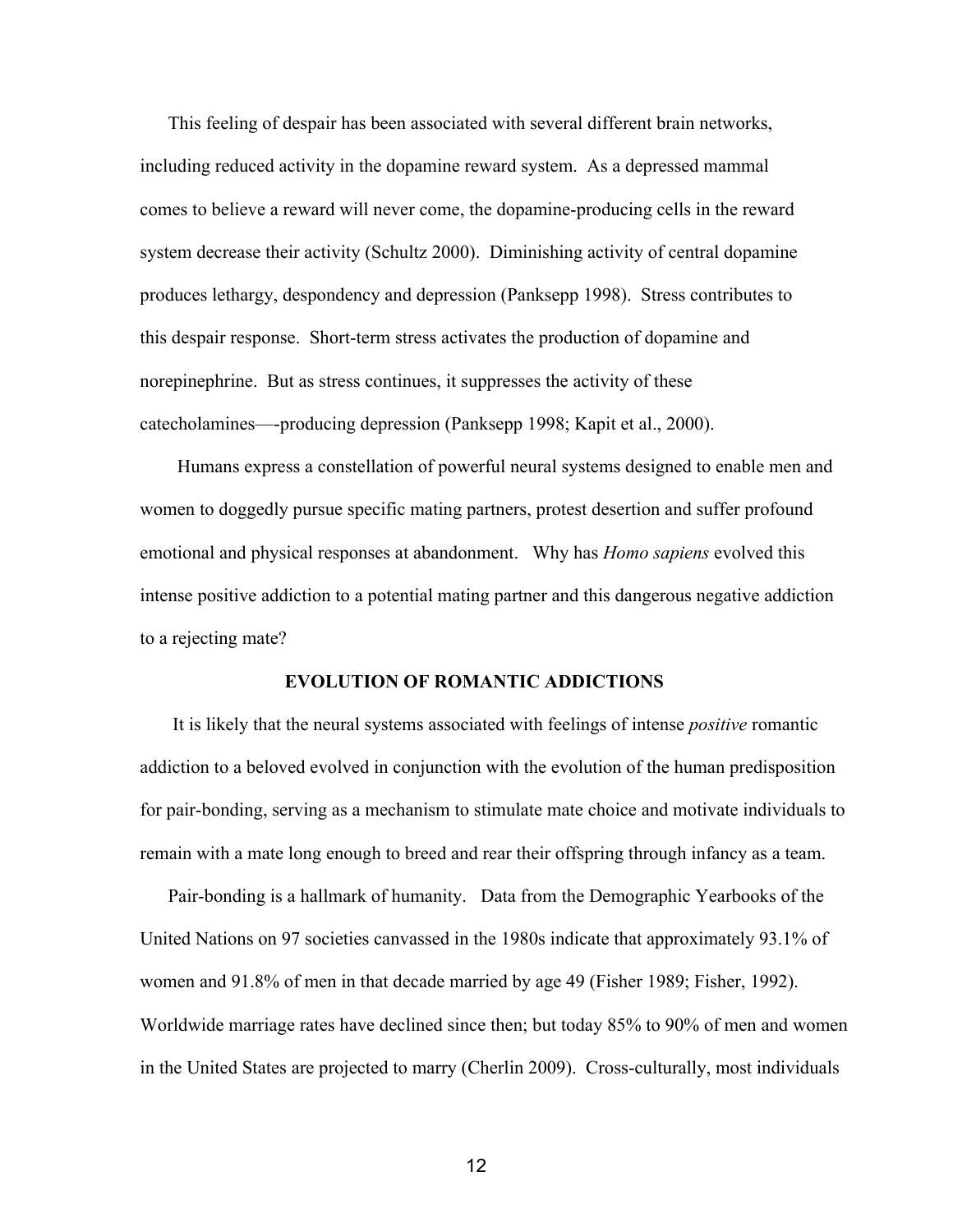This feeling of despair has been associated with several different brain networks, including reduced activity in the dopamine reward system. As a depressed mammal comes to believe a reward will never come, the dopamine-producing cells in the reward system decrease their activity (Schultz 2000). Diminishing activity of central dopamine produces lethargy, despondency and depression (Panksepp 1998). Stress contributes to this despair response. Short-term stress activates the production of dopamine and norepinephrine. But as stress continues, it suppresses the activity of these catecholamines—-producing depression (Panksepp 1998; Kapit et al., 2000).

Humans express a constellation of powerful neural systems designed to enable men and women to doggedly pursue specific mating partners, protest desertion and suffer profound emotional and physical responses at abandonment. Why has *Homo sapiens* evolved this intense positive addiction to a potential mating partner and this dangerous negative addiction to a rejecting mate?

## EVOLUTION OF ROMANTIC ADDICTIONS

It is likely that the neural systems associated with feelings of intense *positive* romantic addiction to a beloved evolved in conjunction with the evolution of the human predisposition for pair-bonding, serving as a mechanism to stimulate mate choice and motivate individuals to remain with a mate long enough to breed and rear their offspring through infancy as a team.

Pair-bonding is a hallmark of humanity. Data from the Demographic Yearbooks of the United Nations on 97 societies canvassed in the 1980s indicate that approximately 93.1% of women and 91.8% of men in that decade married by age 49 (Fisher 1989; Fisher, 1992). Worldwide marriage rates have declined since then; but today 85% to 90% of men and women in the United States are projected to marry (Cherlin 2009). Cross-culturally, most individuals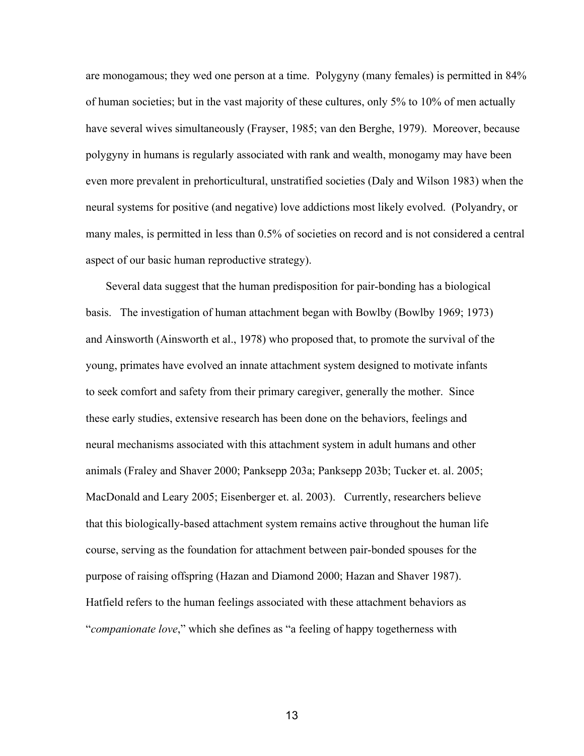are monogamous; they wed one person at a time. Polygyny (many females) is permitted in 84% of human societies; but in the vast majority of these cultures, only 5% to 10% of men actually have several wives simultaneously (Frayser, 1985; van den Berghe, 1979). Moreover, because polygyny in humans is regularly associated with rank and wealth, monogamy may have been even more prevalent in prehorticultural, unstratified societies (Daly and Wilson 1983) when the neural systems for positive (and negative) love addictions most likely evolved. (Polyandry, or many males, is permitted in less than 0.5% of societies on record and is not considered a central aspect of our basic human reproductive strategy).

Several data suggest that the human predisposition for pair-bonding has a biological basis. The investigation of human attachment began with Bowlby (Bowlby 1969; 1973) and Ainsworth (Ainsworth et al., 1978) who proposed that, to promote the survival of the young, primates have evolved an innate attachment system designed to motivate infants to seek comfort and safety from their primary caregiver, generally the mother. Since these early studies, extensive research has been done on the behaviors, feelings and neural mechanisms associated with this attachment system in adult humans and other animals (Fraley and Shaver 2000; Panksepp 203a; Panksepp 203b; Tucker et. al. 2005; MacDonald and Leary 2005; Eisenberger et. al. 2003). Currently, researchers believe that this biologically-based attachment system remains active throughout the human life course, serving as the foundation for attachment between pair-bonded spouses for the purpose of raising offspring (Hazan and Diamond 2000; Hazan and Shaver 1987). Hatfield refers to the human feelings associated with these attachment behaviors as "*companionate love*," which she defines as "a feeling of happy togetherness with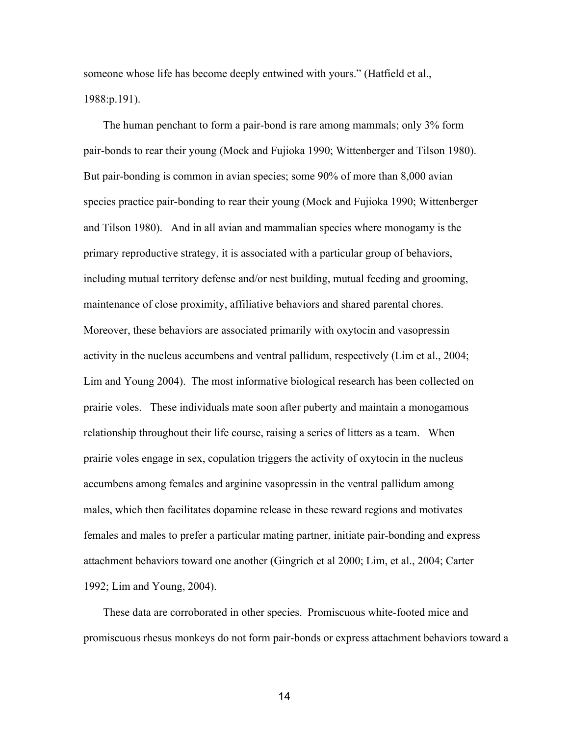someone whose life has become deeply entwined with yours." (Hatfield et al., 1988:p.191).

The human penchant to form a pair-bond is rare among mammals; only 3% form pair-bonds to rear their young (Mock and Fujioka 1990; Wittenberger and Tilson 1980). But pair-bonding is common in avian species; some 90% of more than 8,000 avian species practice pair-bonding to rear their young (Mock and Fujioka 1990; Wittenberger and Tilson 1980). And in all avian and mammalian species where monogamy is the primary reproductive strategy, it is associated with a particular group of behaviors, including mutual territory defense and/or nest building, mutual feeding and grooming, maintenance of close proximity, affiliative behaviors and shared parental chores. Moreover, these behaviors are associated primarily with oxytocin and vasopressin activity in the nucleus accumbens and ventral pallidum, respectively (Lim et al., 2004; Lim and Young 2004). The most informative biological research has been collected on prairie voles. These individuals mate soon after puberty and maintain a monogamous relationship throughout their life course, raising a series of litters as a team. When prairie voles engage in sex, copulation triggers the activity of oxytocin in the nucleus accumbens among females and arginine vasopressin in the ventral pallidum among males, which then facilitates dopamine release in these reward regions and motivates females and males to prefer a particular mating partner, initiate pair-bonding and express attachment behaviors toward one another (Gingrich et al 2000; Lim, et al., 2004; Carter 1992; Lim and Young, 2004).

These data are corroborated in other species. Promiscuous white-footed mice and promiscuous rhesus monkeys do not form pair-bonds or express attachment behaviors toward a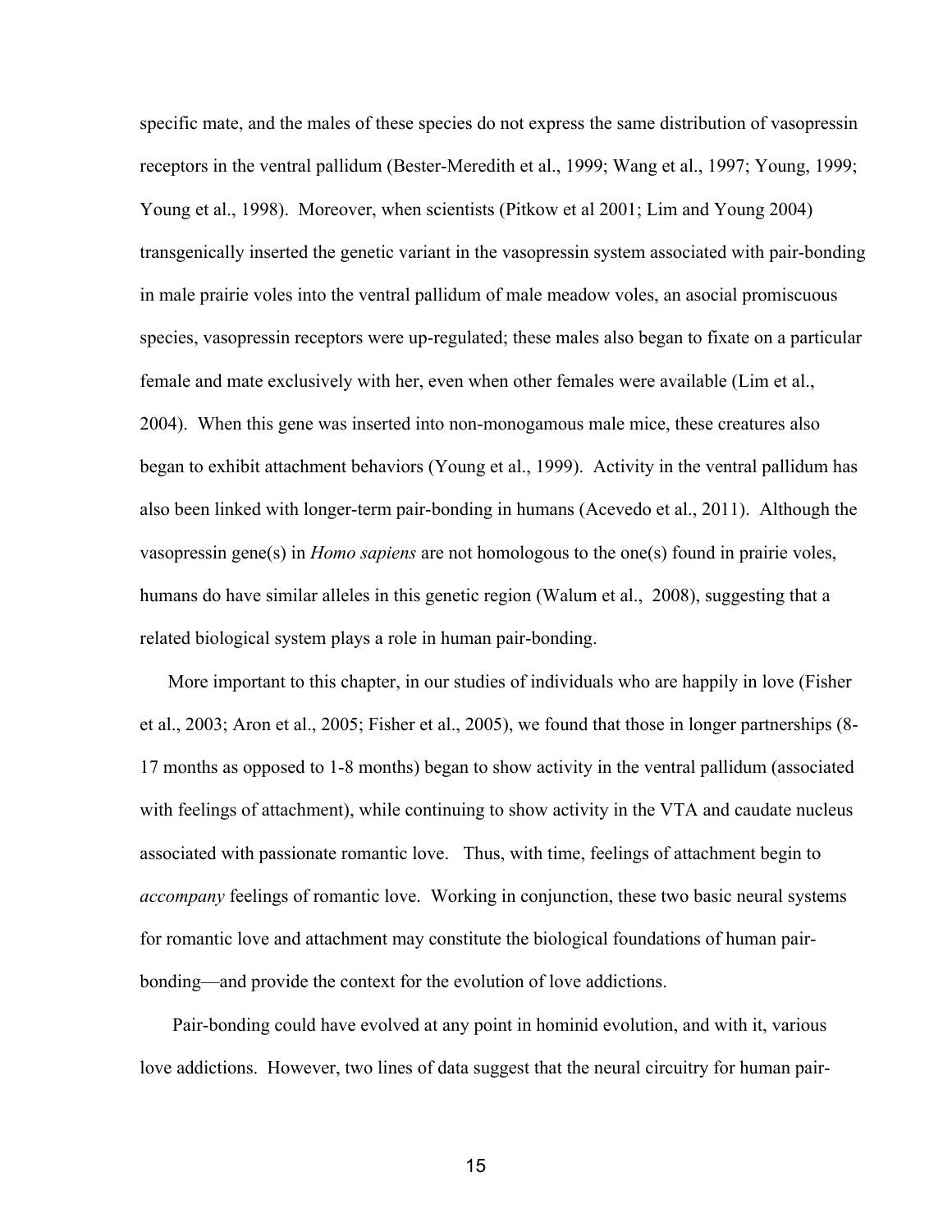specific mate, and the males of these species do not express the same distribution of vasopressin receptors in the ventral pallidum (Bester-Meredith et al., 1999; Wang et al., 1997; Young, 1999; Young et al., 1998). Moreover, when scientists (Pitkow et al 2001; Lim and Young 2004) transgenically inserted the genetic variant in the vasopressin system associated with pair-bonding in male prairie voles into the ventral pallidum of male meadow voles, an asocial promiscuous species, vasopressin receptors were up-regulated; these males also began to fixate on a particular female and mate exclusively with her, even when other females were available (Lim et al., 2004). When this gene was inserted into non-monogamous male mice, these creatures also began to exhibit attachment behaviors (Young et al., 1999). Activity in the ventral pallidum has also been linked with longer-term pair-bonding in humans (Acevedo et al., 2011). Although the vasopressin gene(s) in *Homo sapiens* are not homologous to the one(s) found in prairie voles, humans do have similar alleles in this genetic region (Walum et al., 2008), suggesting that a related biological system plays a role in human pair-bonding.

More important to this chapter, in our studies of individuals who are happily in love (Fisher et al., 2003; Aron et al., 2005; Fisher et al., 2005), we found that those in longer partnerships (8-17 months as opposed to 1-8 months) began to show activity in the ventral pallidum (associated with feelings of attachment), while continuing to show activity in the VTA and caudate nucleus associated with passionate romantic love. Thus, with time, feelings of attachment begin to *accompany* feelings of romantic love. Working in conjunction, these two basic neural systems for romantic love and attachment may constitute the biological foundations of human pair-bonding—and provide the context for the evolution of love addictions.

Pair-bonding could have evolved at any point in hominid evolution, and with it, various love addictions. However, two lines of data suggest that the neural circuitry for human pair-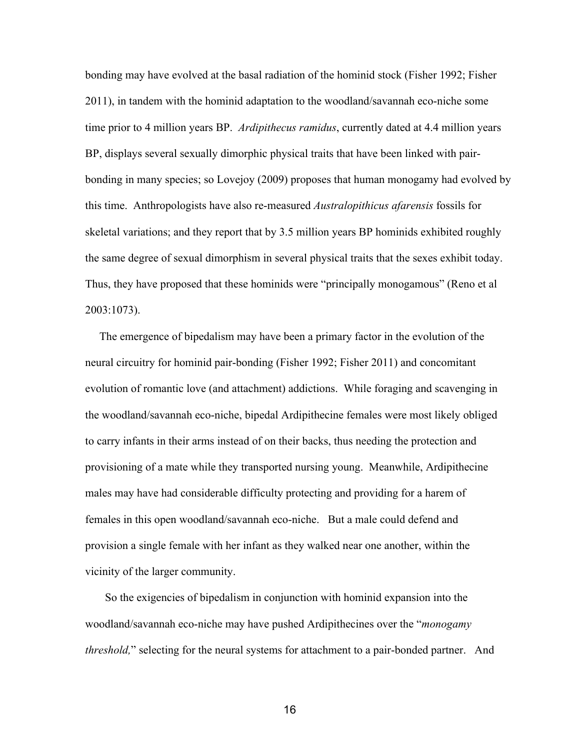bonding may have evolved at the basal radiation of the hominid stock (Fisher 1992; Fisher 2011), in tandem with the hominid adaptation to the woodland/savannah eco-niche some time prior to 4 million years BP. *Ardipithecus ramidus*, currently dated at 4.4 million years BP, displays several sexually dimorphic physical traits that have been linked with pair-bonding in many species; so Lovejoy (2009) proposes that human monogamy had evolved by this time. Anthropologists have also re-measured *Australopithicus afarensis* fossils for skeletal variations; and they report that by 3.5 million years BP hominids exhibited roughly the same degree of sexual dimorphism in several physical traits that the sexes exhibit today. Thus, they have proposed that these hominids were "principally monogamous" (Reno et al 2003:1073).

The emergence of bipedalism may have been a primary factor in the evolution of the neural circuitry for hominid pair-bonding (Fisher 1992; Fisher 2011) and concomitant evolution of romantic love (and attachment) addictions. While foraging and scavenging in the woodland/savannah eco-niche, bipedal Ardipithecine females were most likely obliged to carry infants in their arms instead of on their backs, thus needing the protection and provisioning of a mate while they transported nursing young. Meanwhile, Ardipithecine males may have had considerable difficulty protecting and providing for a harem of females in this open woodland/savannah eco-niche. But a male could defend and provision a single female with her infant as they walked near one another, within the vicinity of the larger community.

So the exigencies of bipedalism in conjunction with hominid expansion into the woodland/savannah eco-niche may have pushed Ardipithecines over the "*monogamy threshold,*" selecting for the neural systems for attachment to a pair-bonded partner. And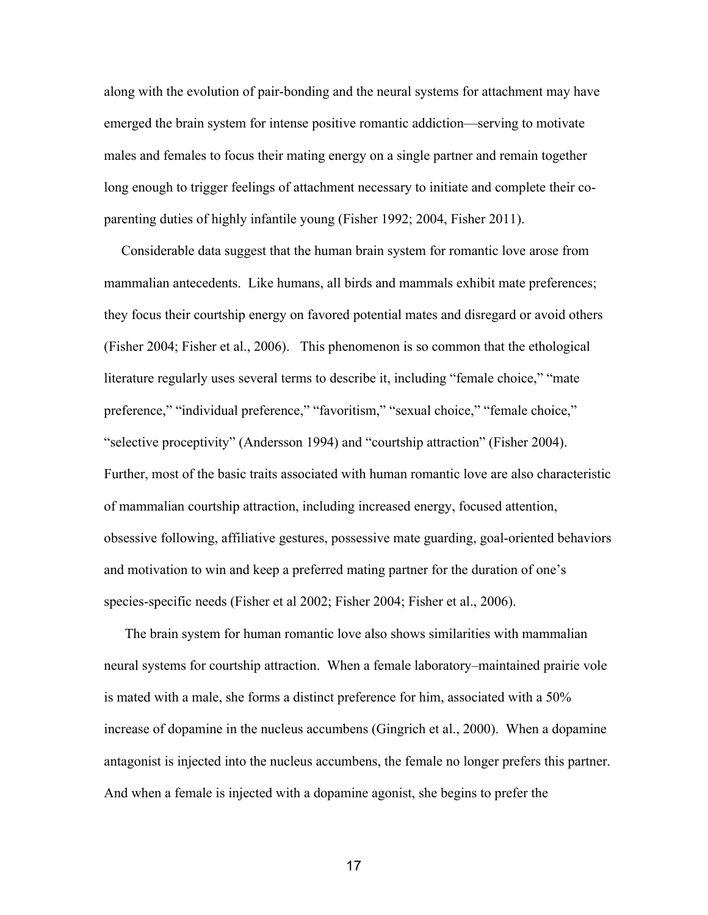along with the evolution of pair-bonding and the neural systems for attachment may have emerged the brain system for intense positive romantic addiction—serving to motivate males and females to focus their mating energy on a single partner and remain together long enough to trigger feelings of attachment necessary to initiate and complete their co-parenting duties of highly infantile young (Fisher 1992; 2004, Fisher 2011).

Considerable data suggest that the human brain system for romantic love arose from mammalian antecedents. Like humans, all birds and mammals exhibit mate preferences; they focus their courtship energy on favored potential mates and disregard or avoid others (Fisher 2004; Fisher et al., 2006). This phenomenon is so common that the ethological literature regularly uses several terms to describe it, including "female choice," "mate preference," "individual preference," "favoritism," "sexual choice," "female choice," "selective proceptivity" (Andersson 1994) and "courtship attraction" (Fisher 2004). Further, most of the basic traits associated with human romantic love are also characteristic of mammalian courtship attraction, including increased energy, focused attention, obsessive following, affiliative gestures, possessive mate guarding, goal-oriented behaviors and motivation to win and keep a preferred mating partner for the duration of one's species-specific needs (Fisher et al 2002; Fisher 2004; Fisher et al., 2006).

The brain system for human romantic love also shows similarities with mammalian neural systems for courtship attraction. When a female laboratory–maintained prairie vole is mated with a male, she forms a distinct preference for him, associated with a 50% increase of dopamine in the nucleus accumbens (Gingrich et al., 2000). When a dopamine antagonist is injected into the nucleus accumbens, the female no longer prefers this partner. And when a female is injected with a dopamine agonist, she begins to prefer the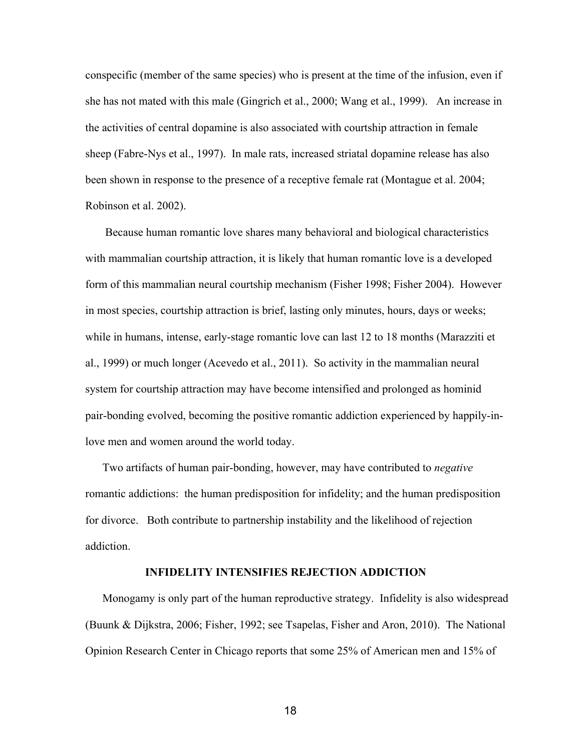conspecific (member of the same species) who is present at the time of the infusion, even if she has not mated with this male (Gingrich et al., 2000; Wang et al., 1999). An increase in the activities of central dopamine is also associated with courtship attraction in female sheep (Fabre-Nys et al., 1997). In male rats, increased striatal dopamine release has also been shown in response to the presence of a receptive female rat (Montague et al. 2004; Robinson et al. 2002).

Because human romantic love shares many behavioral and biological characteristics with mammalian courtship attraction, it is likely that human romantic love is a developed form of this mammalian neural courtship mechanism (Fisher 1998; Fisher 2004). However in most species, courtship attraction is brief, lasting only minutes, hours, days or weeks; while in humans, intense, early-stage romantic love can last 12 to 18 months (Marazziti et al., 1999) or much longer (Acevedo et al., 2011). So activity in the mammalian neural system for courtship attraction may have become intensified and prolonged as hominid pair-bonding evolved, becoming the positive romantic addiction experienced by happily-in-love men and women around the world today.

Two artifacts of human pair-bonding, however, may have contributed to *negative* romantic addictions: the human predisposition for infidelity; and the human predisposition for divorce. Both contribute to partnership instability and the likelihood of rejection addiction.

## INFIDELITY INTENSIFIES REJECTION ADDICTION

Monogamy is only part of the human reproductive strategy. Infidelity is also widespread (Buunk & Dijkstra, 2006; Fisher, 1992; see Tsapelas, Fisher and Aron, 2010). The National Opinion Research Center in Chicago reports that some 25% of American men and 15% of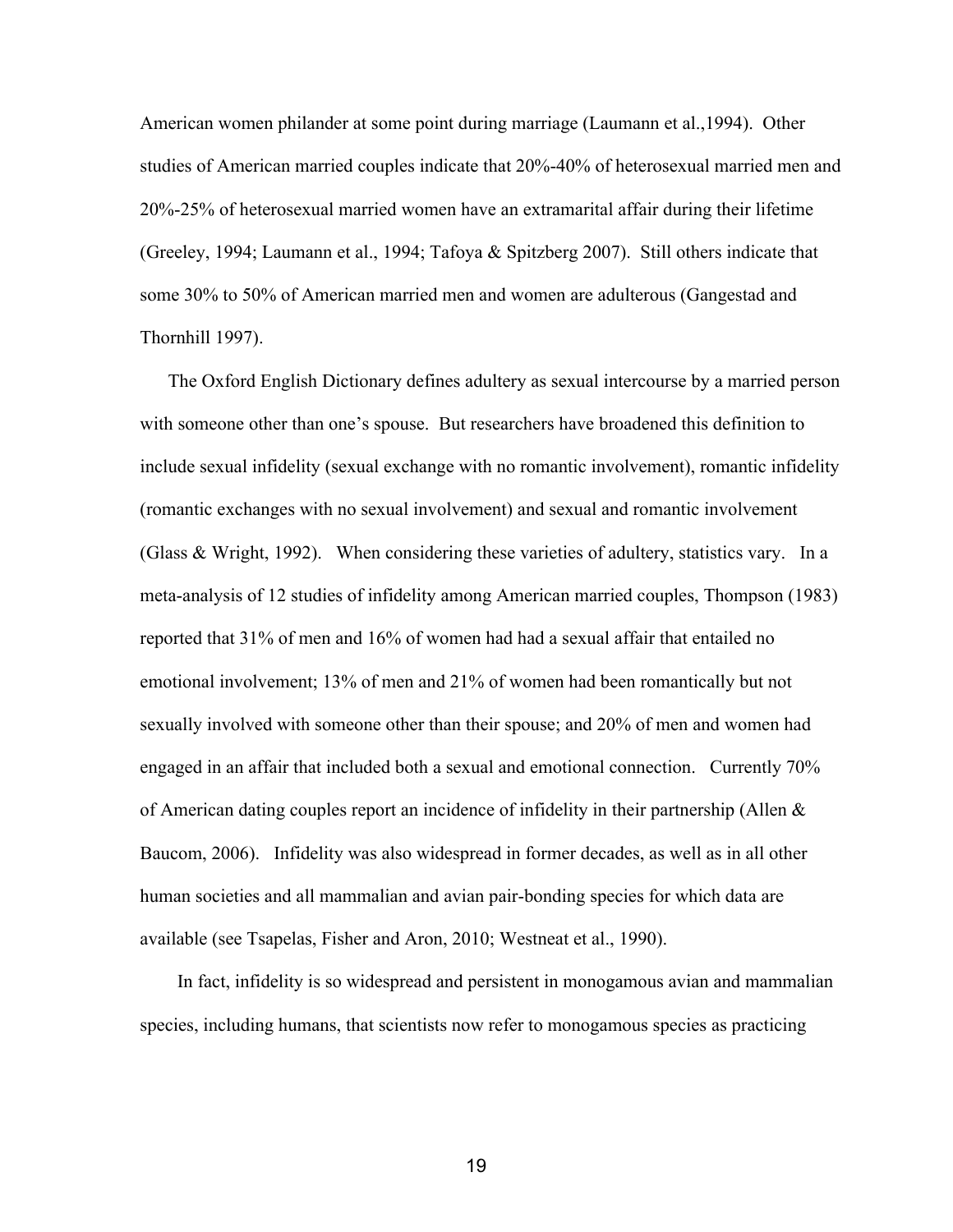American women philander at some point during marriage (Laumann et al.,1994). Other studies of American married couples indicate that 20%-40% of heterosexual married men and 20%-25% of heterosexual married women have an extramarital affair during their lifetime (Greeley, 1994; Laumann et al., 1994; Tafoya & Spitzberg 2007). Still others indicate that some 30% to 50% of American married men and women are adulterous (Gangestad and Thornhill 1997).

The Oxford English Dictionary defines adultery as sexual intercourse by a married person with someone other than one's spouse. But researchers have broadened this definition to include sexual infidelity (sexual exchange with no romantic involvement), romantic infidelity (romantic exchanges with no sexual involvement) and sexual and romantic involvement (Glass & Wright, 1992). When considering these varieties of adultery, statistics vary. In a meta-analysis of 12 studies of infidelity among American married couples, Thompson (1983) reported that 31% of men and 16% of women had had a sexual affair that entailed no emotional involvement; 13% of men and 21% of women had been romantically but not sexually involved with someone other than their spouse; and 20% of men and women had engaged in an affair that included both a sexual and emotional connection. Currently 70% of American dating couples report an incidence of infidelity in their partnership (Allen & Baucom, 2006). Infidelity was also widespread in former decades, as well as in all other human societies and all mammalian and avian pair-bonding species for which data are available (see Tsapelas, Fisher and Aron, 2010; Westneat et al., 1990).

In fact, infidelity is so widespread and persistent in monogamous avian and mammalian species, including humans, that scientists now refer to monogamous species as practicing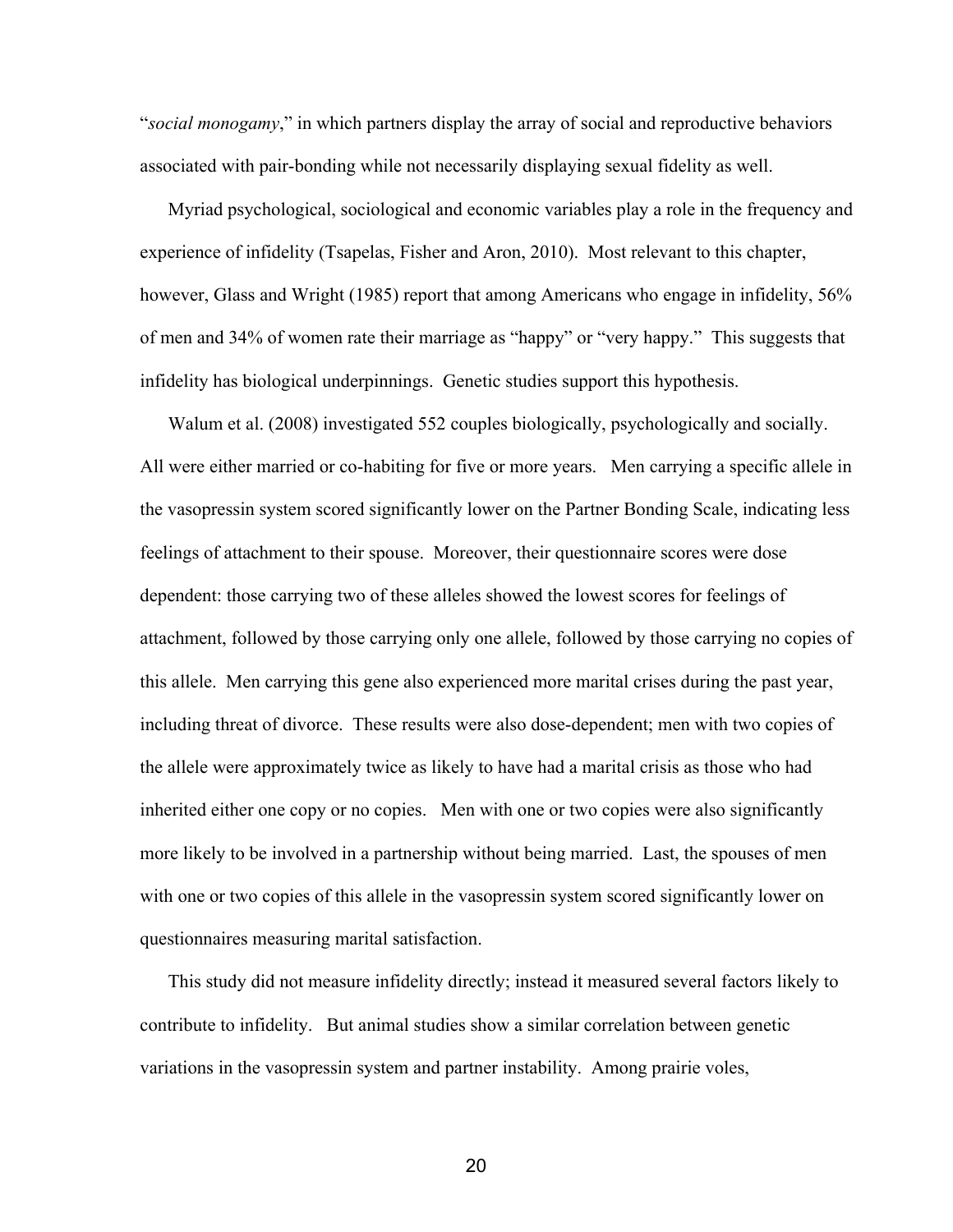"*social monogamy*," in which partners display the array of social and reproductive behaviors associated with pair-bonding while not necessarily displaying sexual fidelity as well.

Myriad psychological, sociological and economic variables play a role in the frequency and experience of infidelity (Tsapelas, Fisher and Aron, 2010). Most relevant to this chapter, however, Glass and Wright (1985) report that among Americans who engage in infidelity, 56% of men and 34% of women rate their marriage as "happy" or "very happy." This suggests that infidelity has biological underpinnings. Genetic studies support this hypothesis.

Walum et al. (2008) investigated 552 couples biologically, psychologically and socially. All were either married or co-habiting for five or more years. Men carrying a specific allele in the vasopressin system scored significantly lower on the Partner Bonding Scale, indicating less feelings of attachment to their spouse. Moreover, their questionnaire scores were dose dependent: those carrying two of these alleles showed the lowest scores for feelings of attachment, followed by those carrying only one allele, followed by those carrying no copies of this allele. Men carrying this gene also experienced more marital crises during the past year, including threat of divorce. These results were also dose-dependent; men with two copies of the allele were approximately twice as likely to have had a marital crisis as those who had inherited either one copy or no copies. Men with one or two copies were also significantly more likely to be involved in a partnership without being married. Last, the spouses of men with one or two copies of this allele in the vasopressin system scored significantly lower on questionnaires measuring marital satisfaction.

This study did not measure infidelity directly; instead it measured several factors likely to contribute to infidelity. But animal studies show a similar correlation between genetic variations in the vasopressin system and partner instability. Among prairie voles,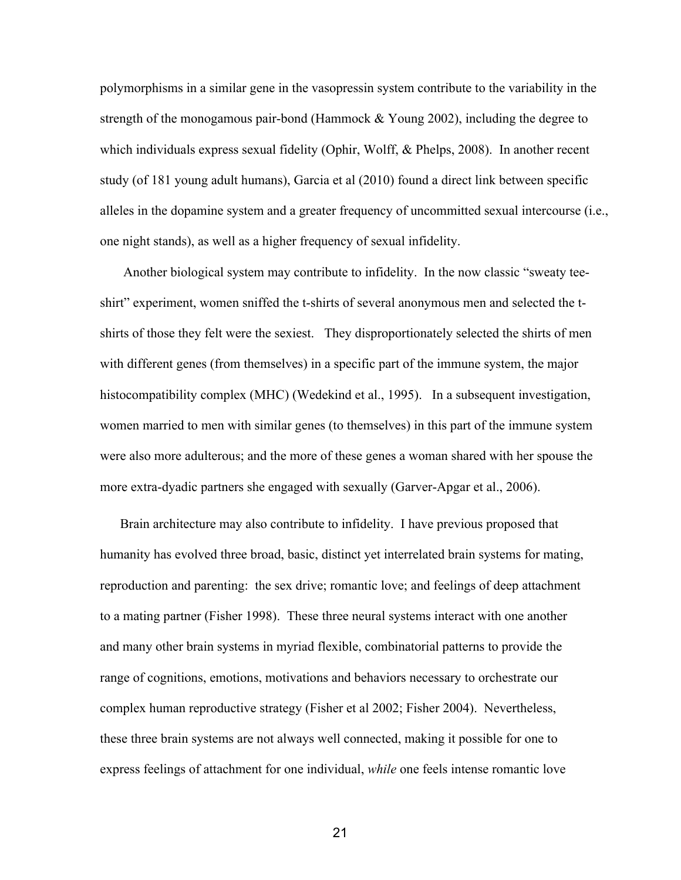polymorphisms in a similar gene in the vasopressin system contribute to the variability in the strength of the monogamous pair-bond (Hammock & Young 2002), including the degree to which individuals express sexual fidelity (Ophir, Wolff, & Phelps, 2008). In another recent study (of 181 young adult humans), Garcia et al (2010) found a direct link between specific alleles in the dopamine system and a greater frequency of uncommitted sexual intercourse (i.e., one night stands), as well as a higher frequency of sexual infidelity.

Another biological system may contribute to infidelity. In the now classic "sweaty tee-shirt" experiment, women sniffed the t-shirts of several anonymous men and selected the t-shirts of those they felt were the sexiest. They disproportionately selected the shirts of men with different genes (from themselves) in a specific part of the immune system, the major histocompatibility complex (MHC) (Wedekind et al., 1995). In a subsequent investigation, women married to men with similar genes (to themselves) in this part of the immune system were also more adulterous; and the more of these genes a woman shared with her spouse the more extra-dyadic partners she engaged with sexually (Garver-Apgar et al., 2006).

Brain architecture may also contribute to infidelity. I have previous proposed that humanity has evolved three broad, basic, distinct yet interrelated brain systems for mating, reproduction and parenting: the sex drive; romantic love; and feelings of deep attachment to a mating partner (Fisher 1998). These three neural systems interact with one another and many other brain systems in myriad flexible, combinatorial patterns to provide the range of cognitions, emotions, motivations and behaviors necessary to orchestrate our complex human reproductive strategy (Fisher et al 2002; Fisher 2004). Nevertheless, these three brain systems are not always well connected, making it possible for one to express feelings of attachment for one individual, *while* one feels intense romantic love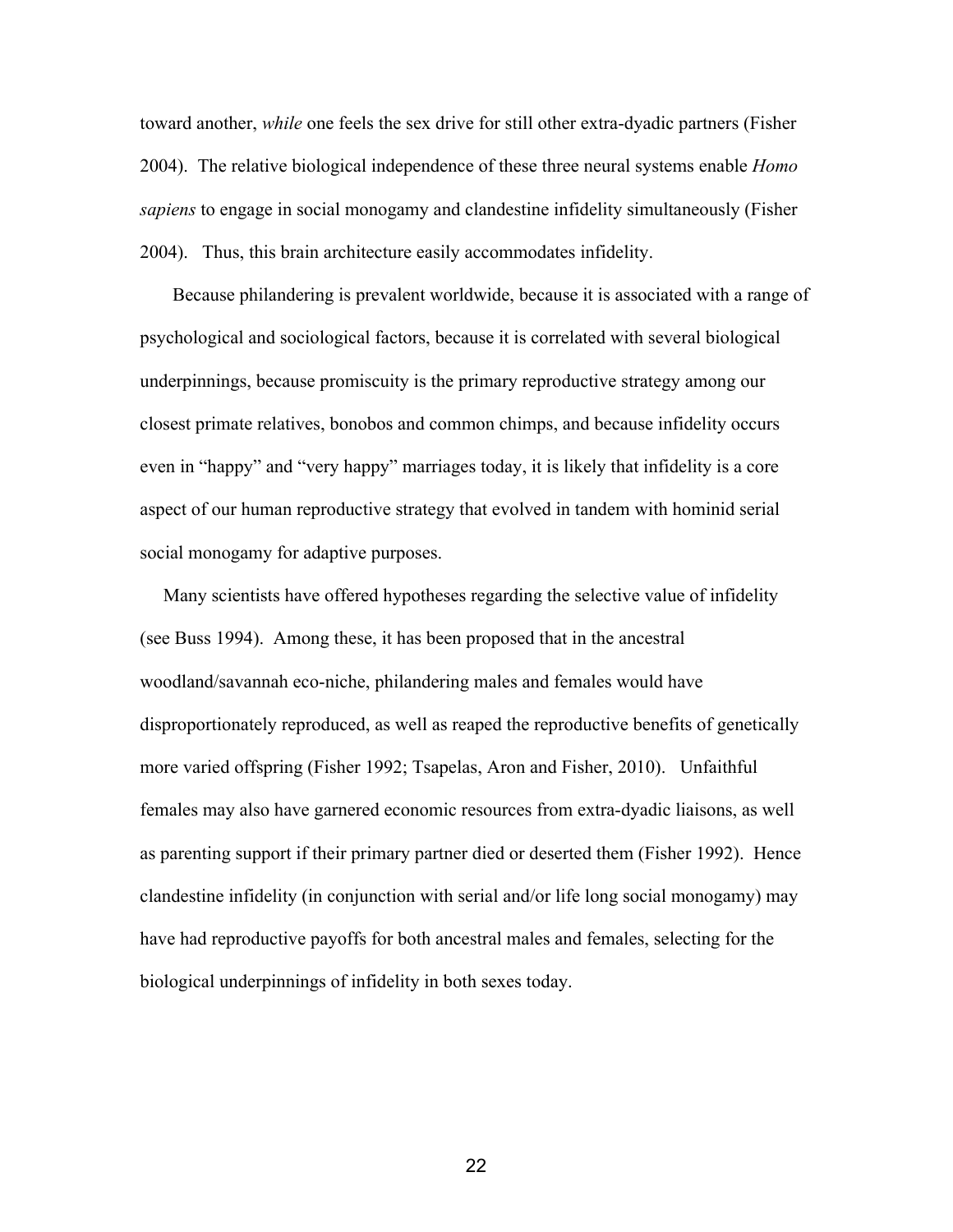toward another, *while* one feels the sex drive for still other extra-dyadic partners (Fisher 2004). The relative biological independence of these three neural systems enable *Homo sapiens* to engage in social monogamy and clandestine infidelity simultaneously (Fisher 2004). Thus, this brain architecture easily accommodates infidelity.

Because philandering is prevalent worldwide, because it is associated with a range of psychological and sociological factors, because it is correlated with several biological underpinnings, because promiscuity is the primary reproductive strategy among our closest primate relatives, bonobos and common chimps, and because infidelity occurs even in "happy" and "very happy" marriages today, it is likely that infidelity is a core aspect of our human reproductive strategy that evolved in tandem with hominid serial social monogamy for adaptive purposes.

Many scientists have offered hypotheses regarding the selective value of infidelity (see Buss 1994). Among these, it has been proposed that in the ancestral woodland/savannah eco-niche, philandering males and females would have disproportionately reproduced, as well as reaped the reproductive benefits of genetically more varied offspring (Fisher 1992; Tsapelas, Aron and Fisher, 2010). Unfaithful females may also have garnered economic resources from extra-dyadic liaisons, as well as parenting support if their primary partner died or deserted them (Fisher 1992). Hence clandestine infidelity (in conjunction with serial and/or life long social monogamy) may have had reproductive payoffs for both ancestral males and females, selecting for the biological underpinnings of infidelity in both sexes today.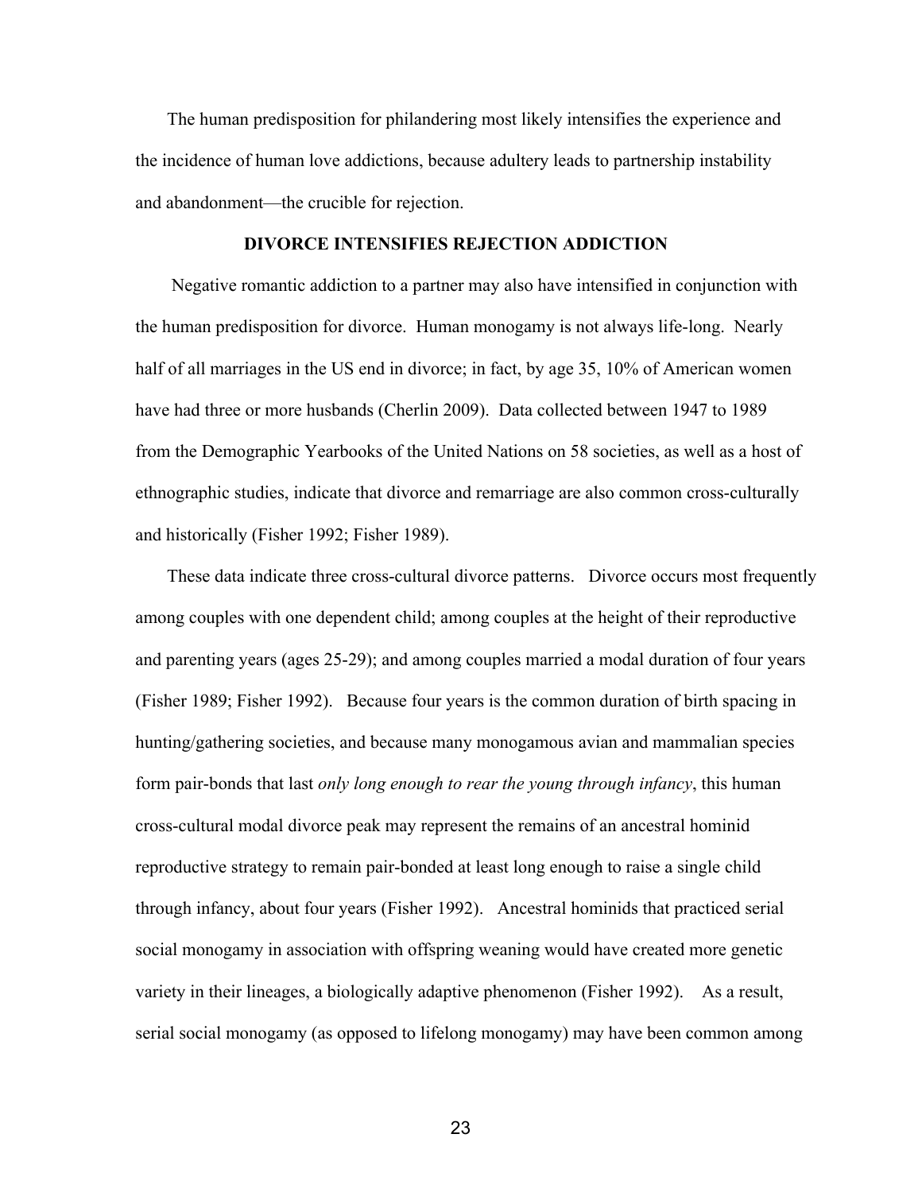The human predisposition for philandering most likely intensifies the experience and the incidence of human love addictions, because adultery leads to partnership instability and abandonment—the crucible for rejection.

## DIVORCE INTENSIFIES REJECTION ADDICTION

Negative romantic addiction to a partner may also have intensified in conjunction with the human predisposition for divorce. Human monogamy is not always life-long. Nearly half of all marriages in the US end in divorce; in fact, by age 35, 10% of American women have had three or more husbands (Cherlin 2009). Data collected between 1947 to 1989 from the Demographic Yearbooks of the United Nations on 58 societies, as well as a host of ethnographic studies, indicate that divorce and remarriage are also common cross-culturally and historically (Fisher 1992; Fisher 1989).

These data indicate three cross-cultural divorce patterns. Divorce occurs most frequently among couples with one dependent child; among couples at the height of their reproductive and parenting years (ages 25-29); and among couples married a modal duration of four years (Fisher 1989; Fisher 1992). Because four years is the common duration of birth spacing in hunting/gathering societies, and because many monogamous avian and mammalian species form pair-bonds that last *only long enough to rear the young through infancy*, this human cross-cultural modal divorce peak may represent the remains of an ancestral hominid reproductive strategy to remain pair-bonded at least long enough to raise a single child through infancy, about four years (Fisher 1992). Ancestral hominids that practiced serial social monogamy in association with offspring weaning would have created more genetic variety in their lineages, a biologically adaptive phenomenon (Fisher 1992). As a result, serial social monogamy (as opposed to lifelong monogamy) may have been common among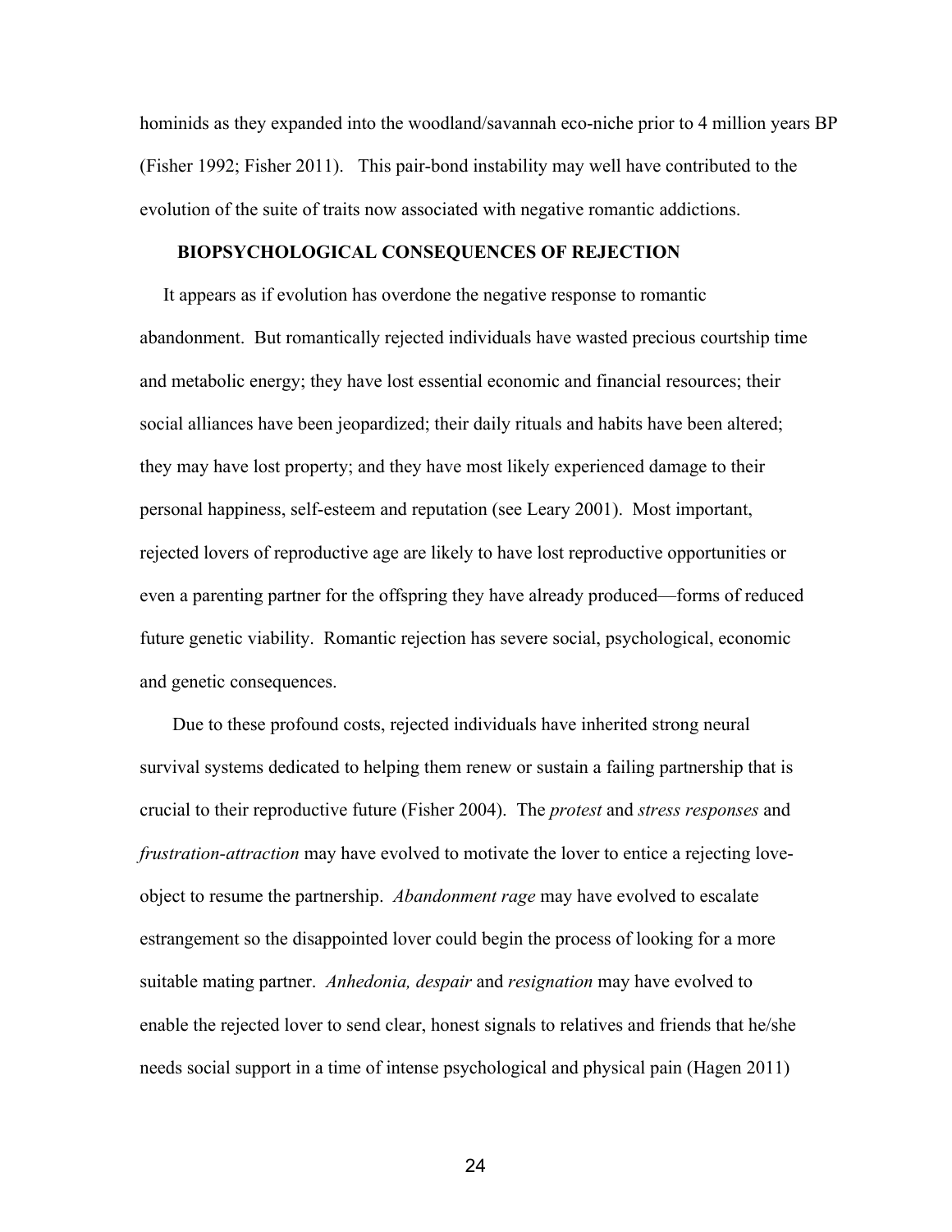hominids as they expanded into the woodland/savannah eco-niche prior to 4 million years BP (Fisher 1992; Fisher 2011). This pair-bond instability may well have contributed to the evolution of the suite of traits now associated with negative romantic addictions.

## BIOPSYCHOLOGICAL CONSEQUENCES OF REJECTION

It appears as if evolution has overdone the negative response to romantic abandonment. But romantically rejected individuals have wasted precious courtship time and metabolic energy; they have lost essential economic and financial resources; their social alliances have been jeopardized; their daily rituals and habits have been altered; they may have lost property; and they have most likely experienced damage to their personal happiness, self-esteem and reputation (see Leary 2001). Most important, rejected lovers of reproductive age are likely to have lost reproductive opportunities or even a parenting partner for the offspring they have already produced—forms of reduced future genetic viability. Romantic rejection has severe social, psychological, economic and genetic consequences.

Due to these profound costs, rejected individuals have inherited strong neural survival systems dedicated to helping them renew or sustain a failing partnership that is crucial to their reproductive future (Fisher 2004). The *protest* and *stress responses* and *frustration-attraction* may have evolved to motivate the lover to entice a rejecting love-object to resume the partnership. *Abandonment rage* may have evolved to escalate estrangement so the disappointed lover could begin the process of looking for a more suitable mating partner. *Anhedonia, despair* and *resignation* may have evolved to enable the rejected lover to send clear, honest signals to relatives and friends that he/she needs social support in a time of intense psychological and physical pain (Hagen 2011)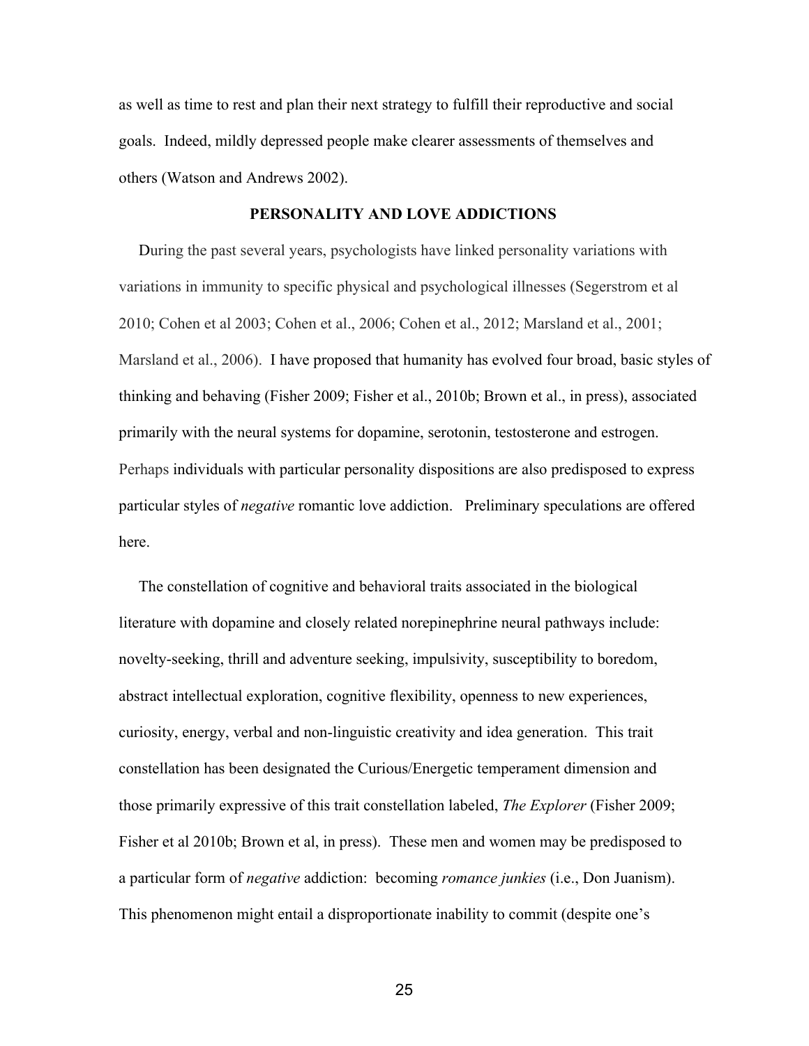as well as time to rest and plan their next strategy to fulfill their reproductive and social goals. Indeed, mildly depressed people make clearer assessments of themselves and others (Watson and Andrews 2002).

## PERSONALITY AND LOVE ADDICTIONS

During the past several years, psychologists have linked personality variations with variations in immunity to specific physical and psychological illnesses (Segerstrom et al 2010; Cohen et al 2003; Cohen et al., 2006; Cohen et al., 2012; Marsland et al., 2001; Marsland et al., 2006). I have proposed that humanity has evolved four broad, basic styles of thinking and behaving (Fisher 2009; Fisher et al., 2010b; Brown et al., in press), associated primarily with the neural systems for dopamine, serotonin, testosterone and estrogen. Perhaps individuals with particular personality dispositions are also predisposed to express particular styles of *negative* romantic love addiction. Preliminary speculations are offered here.

The constellation of cognitive and behavioral traits associated in the biological literature with dopamine and closely related norepinephrine neural pathways include: novelty-seeking, thrill and adventure seeking, impulsivity, susceptibility to boredom, abstract intellectual exploration, cognitive flexibility, openness to new experiences, curiosity, energy, verbal and non-linguistic creativity and idea generation. This trait constellation has been designated the Curious/Energetic temperament dimension and those primarily expressive of this trait constellation labeled, *The Explorer* (Fisher 2009; Fisher et al 2010b; Brown et al, in press). These men and women may be predisposed to a particular form of *negative* addiction: becoming *romance junkies* (i.e., Don Juanism). This phenomenon might entail a disproportionate inability to commit (despite one's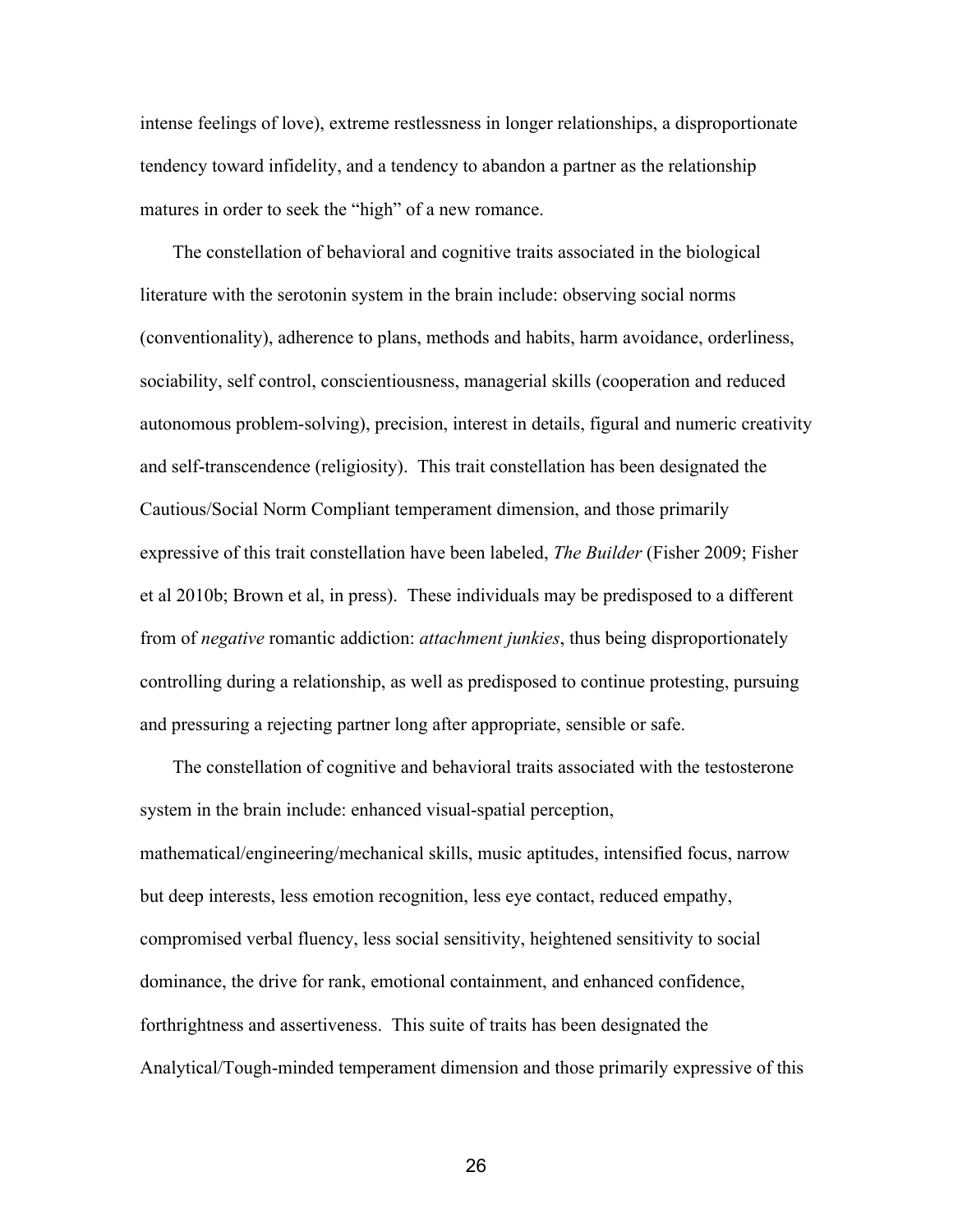intense feelings of love), extreme restlessness in longer relationships, a disproportionate tendency toward infidelity, and a tendency to abandon a partner as the relationship matures in order to seek the "high" of a new romance.

The constellation of behavioral and cognitive traits associated in the biological literature with the serotonin system in the brain include: observing social norms (conventionality), adherence to plans, methods and habits, harm avoidance, orderliness, sociability, self control, conscientiousness, managerial skills (cooperation and reduced autonomous problem-solving), precision, interest in details, figural and numeric creativity and self-transcendence (religiosity). This trait constellation has been designated the Cautious/Social Norm Compliant temperament dimension, and those primarily expressive of this trait constellation have been labeled, *The Builder* (Fisher 2009; Fisher et al 2010b; Brown et al, in press). These individuals may be predisposed to a different from of *negative* romantic addiction: *attachment junkies*, thus being disproportionately controlling during a relationship, as well as predisposed to continue protesting, pursuing and pressuring a rejecting partner long after appropriate, sensible or safe.

The constellation of cognitive and behavioral traits associated with the testosterone system in the brain include: enhanced visual-spatial perception, mathematical/engineering/mechanical skills, music aptitudes, intensified focus, narrow but deep interests, less emotion recognition, less eye contact, reduced empathy, compromised verbal fluency, less social sensitivity, heightened sensitivity to social dominance, the drive for rank, emotional containment, and enhanced confidence, forthrightness and assertiveness. This suite of traits has been designated the Analytical/Tough-minded temperament dimension and those primarily expressive of this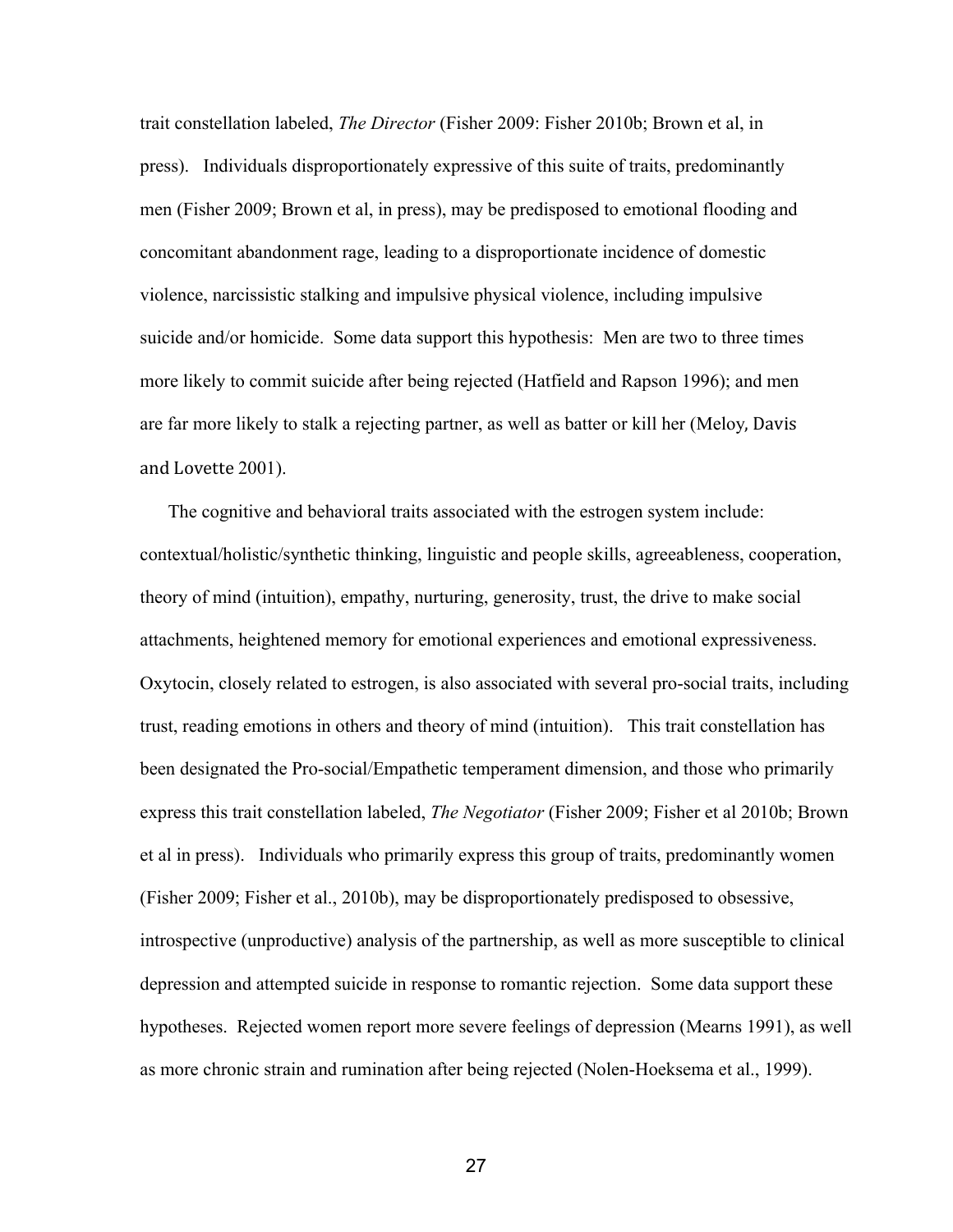trait constellation labeled, *The Director* (Fisher 2009: Fisher 2010b; Brown et al, in press). Individuals disproportionately expressive of this suite of traits, predominantly men (Fisher 2009; Brown et al, in press), may be predisposed to emotional flooding and concomitant abandonment rage, leading to a disproportionate incidence of domestic violence, narcissistic stalking and impulsive physical violence, including impulsive suicide and/or homicide. Some data support this hypothesis: Men are two to three times more likely to commit suicide after being rejected (Hatfield and Rapson 1996); and men are far more likely to stalk a rejecting partner, as well as batter or kill her (Meloy, Davis and Lovette 2001).

The cognitive and behavioral traits associated with the estrogen system include: contextual/holistic/synthetic thinking, linguistic and people skills, agreeableness, cooperation, theory of mind (intuition), empathy, nurturing, generosity, trust, the drive to make social attachments, heightened memory for emotional experiences and emotional expressiveness. Oxytocin, closely related to estrogen, is also associated with several pro-social traits, including trust, reading emotions in others and theory of mind (intuition). This trait constellation has been designated the Pro-social/Empathetic temperament dimension, and those who primarily express this trait constellation labeled, *The Negotiator* (Fisher 2009; Fisher et al 2010b; Brown et al in press). Individuals who primarily express this group of traits, predominantly women (Fisher 2009; Fisher et al., 2010b), may be disproportionately predisposed to obsessive, introspective (unproductive) analysis of the partnership, as well as more susceptible to clinical depression and attempted suicide in response to romantic rejection. Some data support these hypotheses. Rejected women report more severe feelings of depression (Mearns 1991), as well as more chronic strain and rumination after being rejected (Nolen-Hoeksema et al., 1999).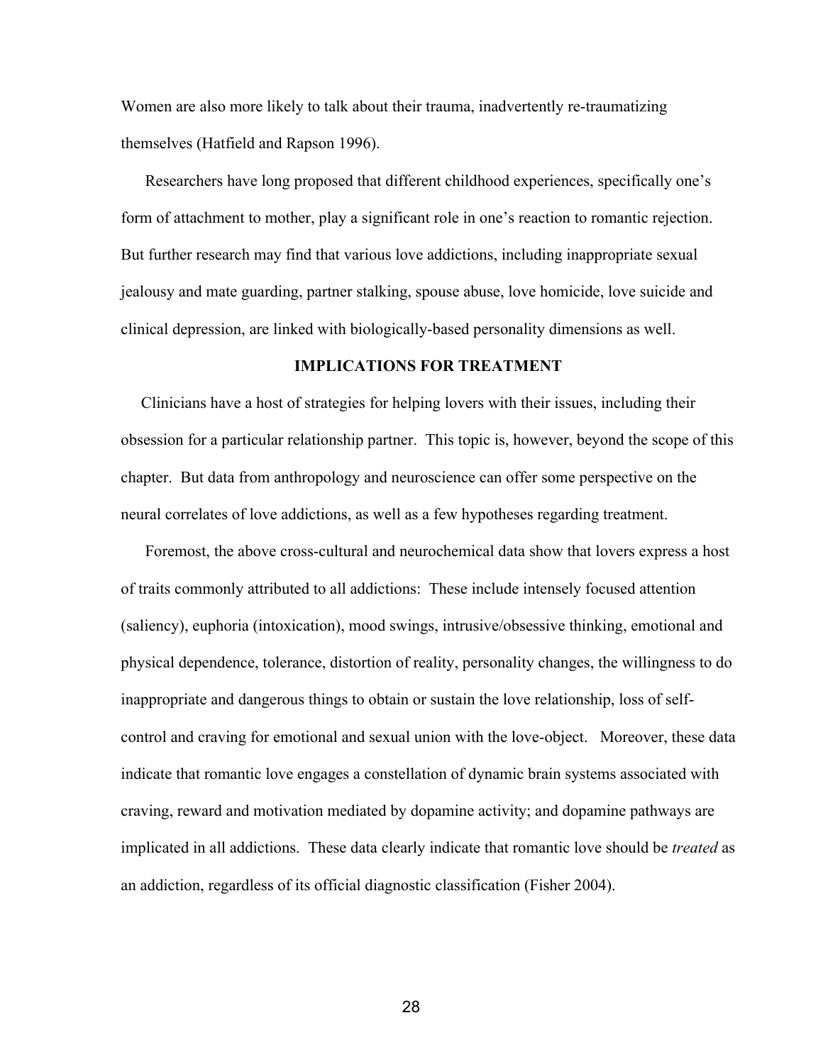Women are also more likely to talk about their trauma, inadvertently re-traumatizing themselves (Hatfield and Rapson 1996).

Researchers have long proposed that different childhood experiences, specifically one's form of attachment to mother, play a significant role in one's reaction to romantic rejection. But further research may find that various love addictions, including inappropriate sexual jealousy and mate guarding, partner stalking, spouse abuse, love homicide, love suicide and clinical depression, are linked with biologically-based personality dimensions as well.

## IMPLICATIONS FOR TREATMENT

Clinicians have a host of strategies for helping lovers with their issues, including their obsession for a particular relationship partner. This topic is, however, beyond the scope of this chapter. But data from anthropology and neuroscience can offer some perspective on the neural correlates of love addictions, as well as a few hypotheses regarding treatment.

Foremost, the above cross-cultural and neurochemical data show that lovers express a host of traits commonly attributed to all addictions: These include intensely focused attention (saliency), euphoria (intoxication), mood swings, intrusive/obsessive thinking, emotional and physical dependence, tolerance, distortion of reality, personality changes, the willingness to do inappropriate and dangerous things to obtain or sustain the love relationship, loss of self-control and craving for emotional and sexual union with the love-object. Moreover, these data indicate that romantic love engages a constellation of dynamic brain systems associated with craving, reward and motivation mediated by dopamine activity; and dopamine pathways are implicated in all addictions. These data clearly indicate that romantic love should be *treated* as an addiction, regardless of its official diagnostic classification (Fisher 2004).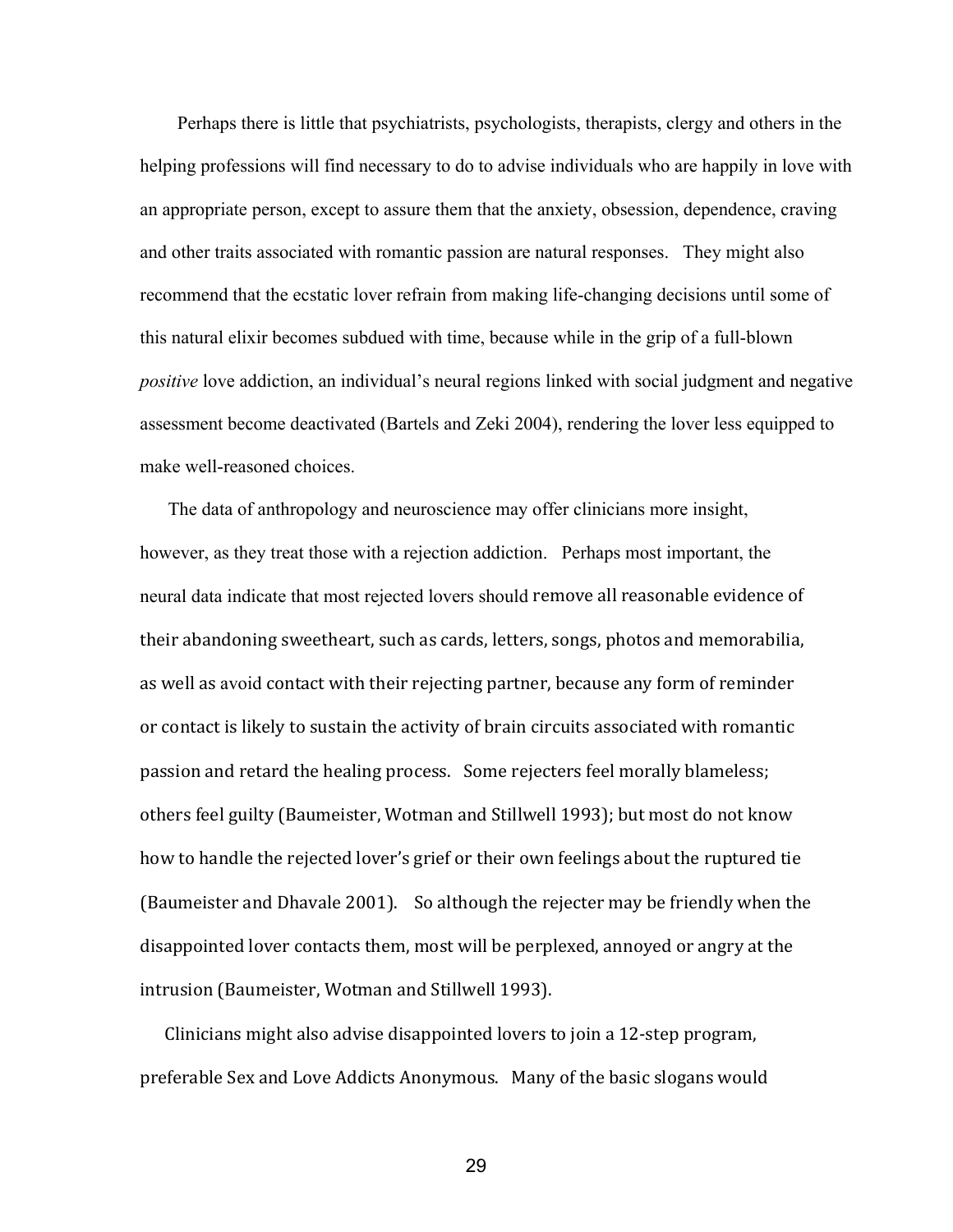Perhaps there is little that psychiatrists, psychologists, therapists, clergy and others in the helping professions will find necessary to do to advise individuals who are happily in love with an appropriate person, except to assure them that the anxiety, obsession, dependence, craving and other traits associated with romantic passion are natural responses. They might also recommend that the ecstatic lover refrain from making life-changing decisions until some of this natural elixir becomes subdued with time, because while in the grip of a full-blown *positive* love addiction, an individual's neural regions linked with social judgment and negative assessment become deactivated (Bartels and Zeki 2004), rendering the lover less equipped to make well-reasoned choices.

The data of anthropology and neuroscience may offer clinicians more insight, however, as they treat those with a rejection addiction. Perhaps most important, the neural data indicate that most rejected lovers should remove all reasonable evidence of their abandoning sweetheart, such as cards, letters, songs, photos and memorabilia, as well as avoid contact with their rejecting partner, because any form of reminder or contact is likely to sustain the activity of brain circuits associated with romantic passion and retard the healing process. Some rejecters feel morally blameless; others feel guilty (Baumeister, Wotman and Stillwell 1993); but most do not know how to handle the rejected lover's grief or their own feelings about the ruptured tie (Baumeister and Dhavale 2001). So although the rejecter may be friendly when the disappointed lover contacts them, most will be perplexed, annoyed or angry at the intrusion (Baumeister, Wotman and Stillwell 1993).

Clinicians might also advise disappointed lovers to join a 12-step program, preferable Sex and Love Addicts Anonymous. Many of the basic slogans would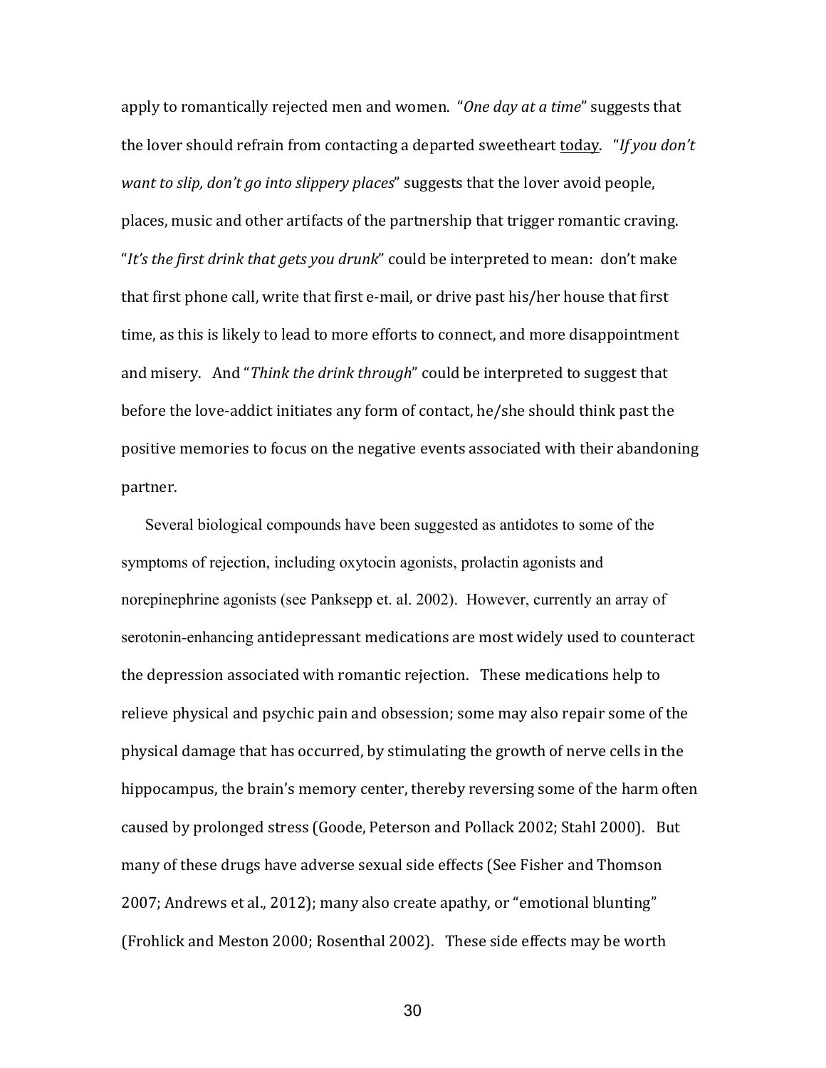apply to romantically rejected men and women. "*One day at a time*" suggests that the lover should refrain from contacting a departed sweetheart <u>today</u>. "*If you don't want to slip, don't go into slippery places*" suggests that the lover avoid people, places, music and other artifacts of the partnership that trigger romantic craving. "*It's the first drink that gets you drunk*" could be interpreted to mean: don't make that first phone call, write that first e-mail, or drive past his/her house that first time, as this is likely to lead to more efforts to connect, and more disappointment and misery. And "*Think the drink through*" could be interpreted to suggest that before the love-addict initiates any form of contact, he/she should think past the positive memories to focus on the negative events associated with their abandoning partner.

Several biological compounds have been suggested as antidotes to some of the symptoms of rejection, including oxytocin agonists, prolactin agonists and norepinephrine agonists (see Panksepp et. al. 2002). However, currently an array of serotonin-enhancing antidepressant medications are most widely used to counteract the depression associated with romantic rejection. These medications help to relieve physical and psychic pain and obsession; some may also repair some of the physical damage that has occurred, by stimulating the growth of nerve cells in the hippocampus, the brain's memory center, thereby reversing some of the harm often caused by prolonged stress (Goode, Peterson and Pollack 2002; Stahl 2000). But many of these drugs have adverse sexual side effects (See Fisher and Thomson 2007; Andrews et al., 2012); many also create apathy, or "emotional blunting" (Frohlick and Meston 2000; Rosenthal 2002). These side effects may be worth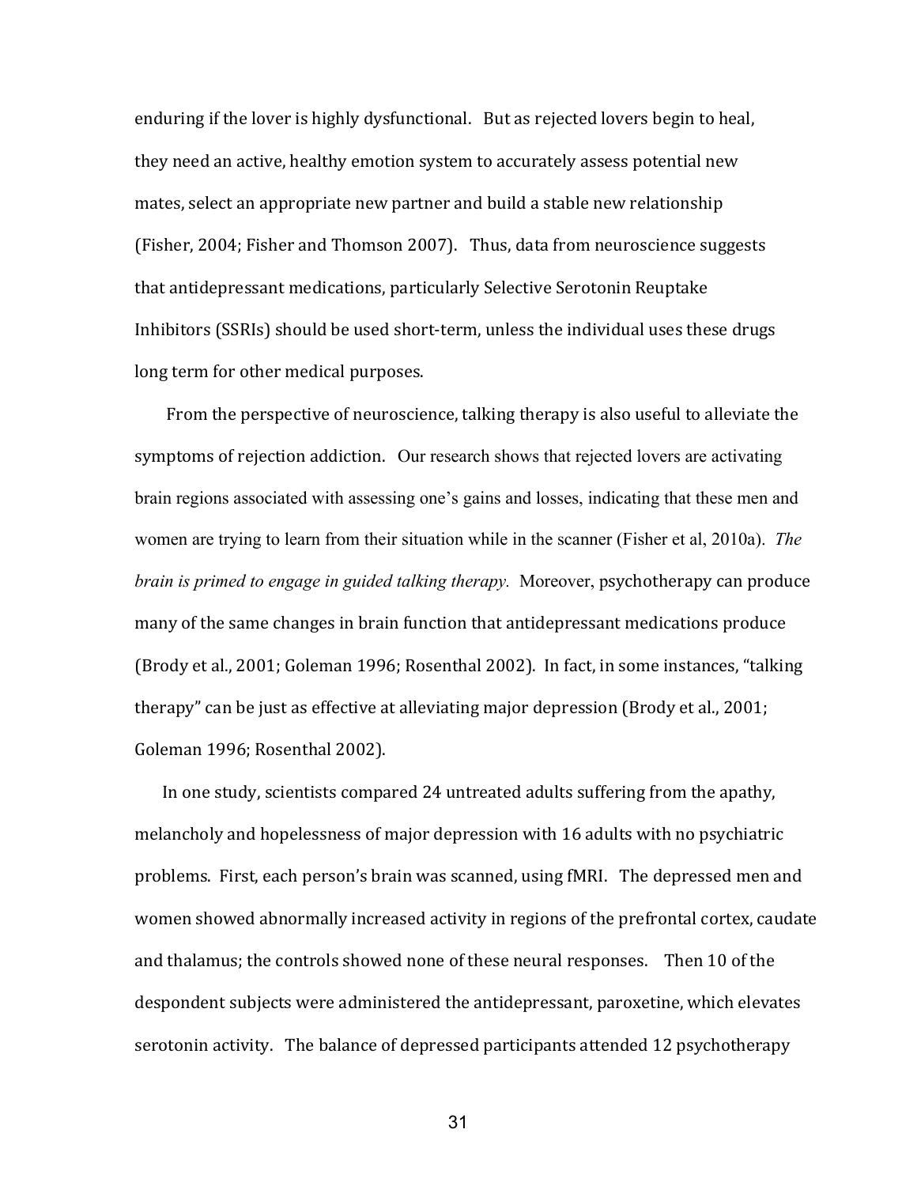enduring if the lover is highly dysfunctional. But as rejected lovers begin to heal, they need an active, healthy emotion system to accurately assess potential new mates, select an appropriate new partner and build a stable new relationship (Fisher, 2004; Fisher and Thomson 2007). Thus, data from neuroscience suggests that antidepressant medications, particularly Selective Serotonin Reuptake Inhibitors (SSRIs) should be used short-term, unless the individual uses these drugs long term for other medical purposes.

From the perspective of neuroscience, talking therapy is also useful to alleviate the symptoms of rejection addiction. Our research shows that rejected lovers are activating brain regions associated with assessing one's gains and losses, indicating that these men and women are trying to learn from their situation while in the scanner (Fisher et al, 2010a). *The brain is primed to engage in guided talking therapy.* Moreover, psychotherapy can produce many of the same changes in brain function that antidepressant medications produce (Brody et al., 2001; Goleman 1996; Rosenthal 2002). In fact, in some instances, "talking therapy" can be just as effective at alleviating major depression (Brody et al., 2001; Goleman 1996; Rosenthal 2002).

In one study, scientists compared 24 untreated adults suffering from the apathy, melancholy and hopelessness of major depression with 16 adults with no psychiatric problems. First, each person's brain was scanned, using fMRI. The depressed men and women showed abnormally increased activity in regions of the prefrontal cortex, caudate and thalamus; the controls showed none of these neural responses. Then 10 of the despondent subjects were administered the antidepressant, paroxetine, which elevates serotonin activity. The balance of depressed participants attended 12 psychotherapy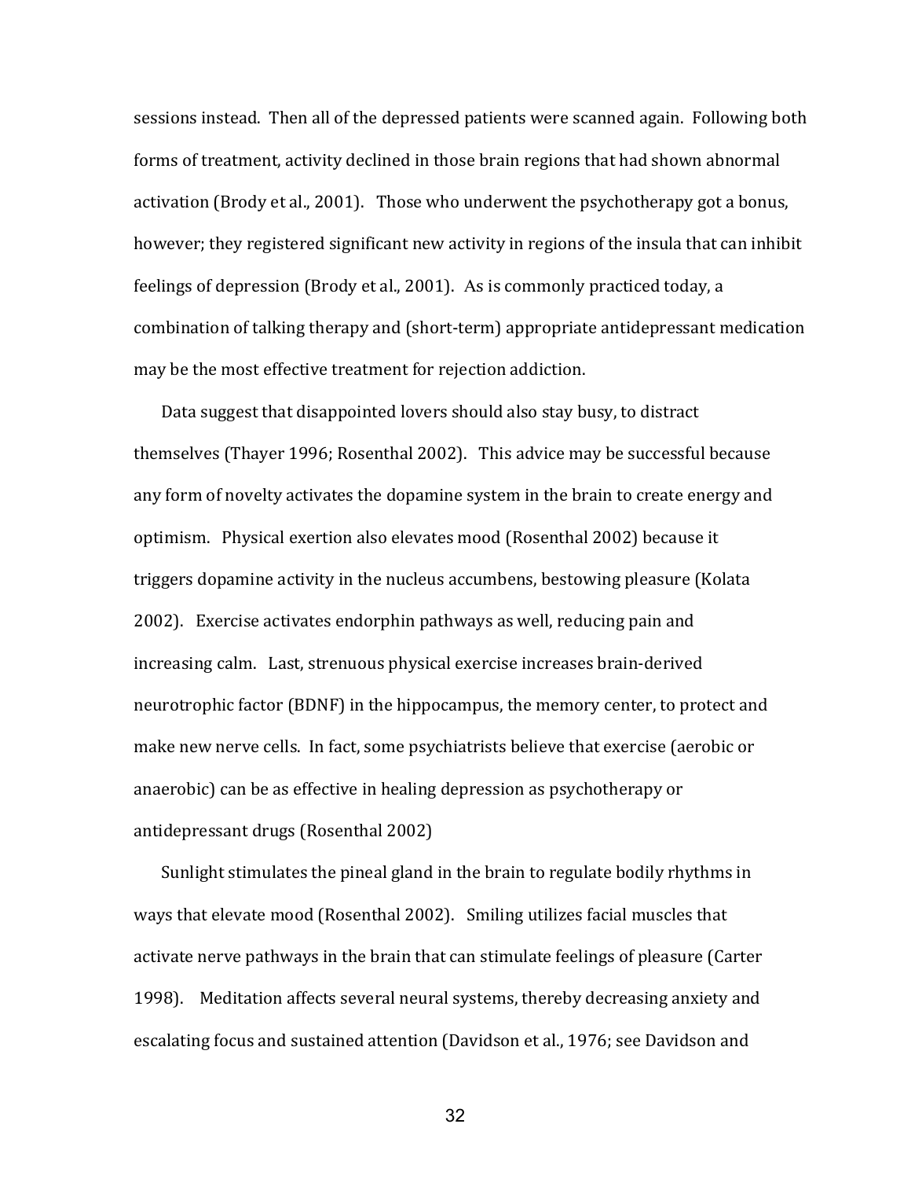sessions instead. Then all of the depressed patients were scanned again. Following both forms of treatment, activity declined in those brain regions that had shown abnormal activation (Brody et al., 2001). Those who underwent the psychotherapy got a bonus, however; they registered significant new activity in regions of the insula that can inhibit feelings of depression (Brody et al., 2001). As is commonly practiced today, a combination of talking therapy and (short-term) appropriate antidepressant medication may be the most effective treatment for rejection addiction.

Data suggest that disappointed lovers should also stay busy, to distract themselves (Thayer 1996; Rosenthal 2002). This advice may be successful because any form of novelty activates the dopamine system in the brain to create energy and optimism. Physical exertion also elevates mood (Rosenthal 2002) because it triggers dopamine activity in the nucleus accumbens, bestowing pleasure (Kolata 2002). Exercise activates endorphin pathways as well, reducing pain and increasing calm. Last, strenuous physical exercise increases brain-derived neurotrophic factor (BDNF) in the hippocampus, the memory center, to protect and make new nerve cells. In fact, some psychiatrists believe that exercise (aerobic or anaerobic) can be as effective in healing depression as psychotherapy or antidepressant drugs (Rosenthal 2002)

Sunlight stimulates the pineal gland in the brain to regulate bodily rhythms in ways that elevate mood (Rosenthal 2002). Smiling utilizes facial muscles that activate nerve pathways in the brain that can stimulate feelings of pleasure (Carter 1998). Meditation affects several neural systems, thereby decreasing anxiety and escalating focus and sustained attention (Davidson et al., 1976; see Davidson and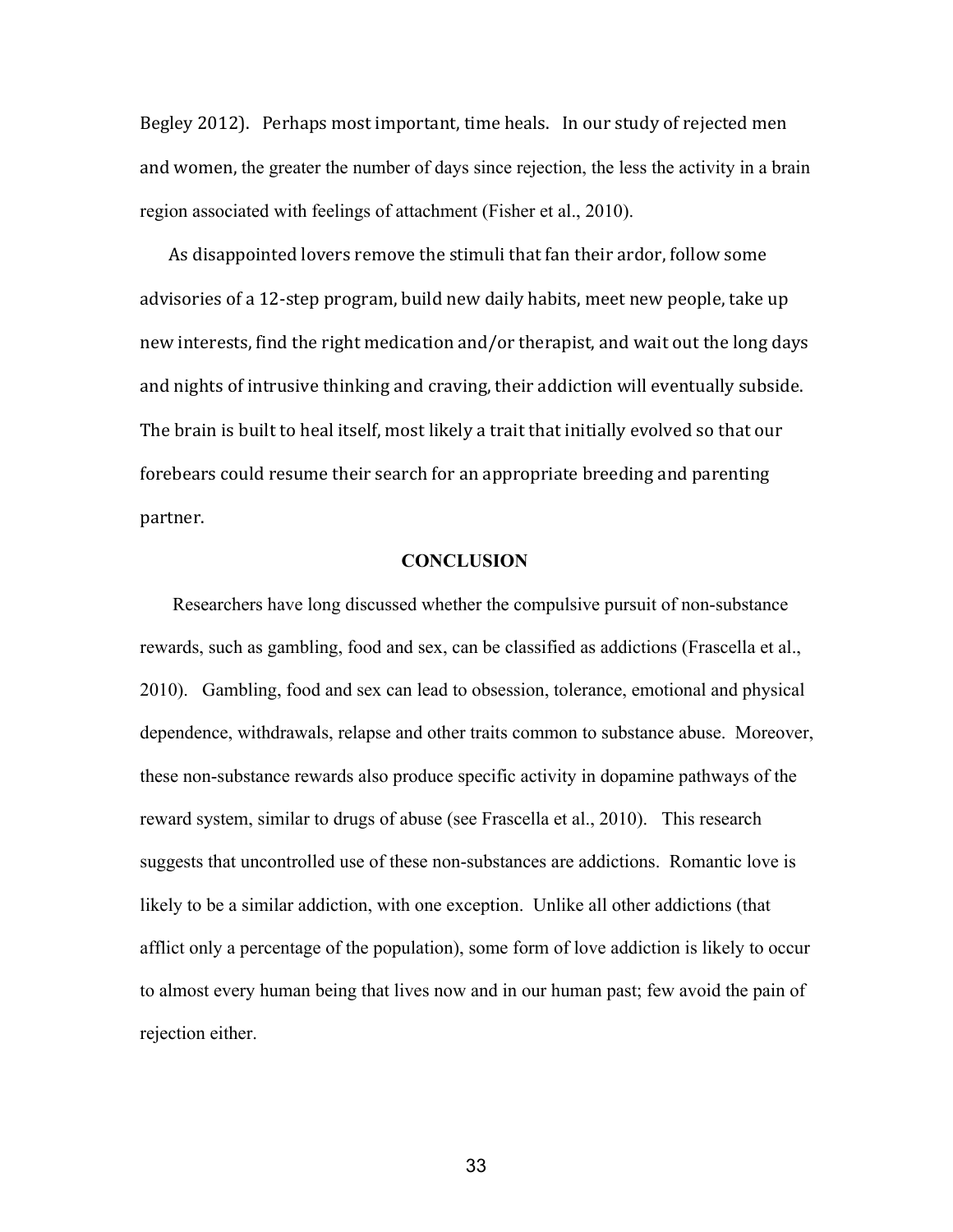Begley 2012). Perhaps most important, time heals. In our study of rejected men and women, the greater the number of days since rejection, the less the activity in a brain region associated with feelings of attachment (Fisher et al., 2010).

As disappointed lovers remove the stimuli that fan their ardor, follow some advisories of a 12-step program, build new daily habits, meet new people, take up new interests, find the right medication and/or therapist, and wait out the long days and nights of intrusive thinking and craving, their addiction will eventually subside. The brain is built to heal itself, most likely a trait that initially evolved so that our forebears could resume their search for an appropriate breeding and parenting partner.

## CONCLUSION

Researchers have long discussed whether the compulsive pursuit of non-substance rewards, such as gambling, food and sex, can be classified as addictions (Frascella et al., 2010). Gambling, food and sex can lead to obsession, tolerance, emotional and physical dependence, withdrawals, relapse and other traits common to substance abuse. Moreover, these non-substance rewards also produce specific activity in dopamine pathways of the reward system, similar to drugs of abuse (see Frascella et al., 2010). This research suggests that uncontrolled use of these non-substances are addictions. Romantic love is likely to be a similar addiction, with one exception. Unlike all other addictions (that afflict only a percentage of the population), some form of love addiction is likely to occur to almost every human being that lives now and in our human past; few avoid the pain of rejection either.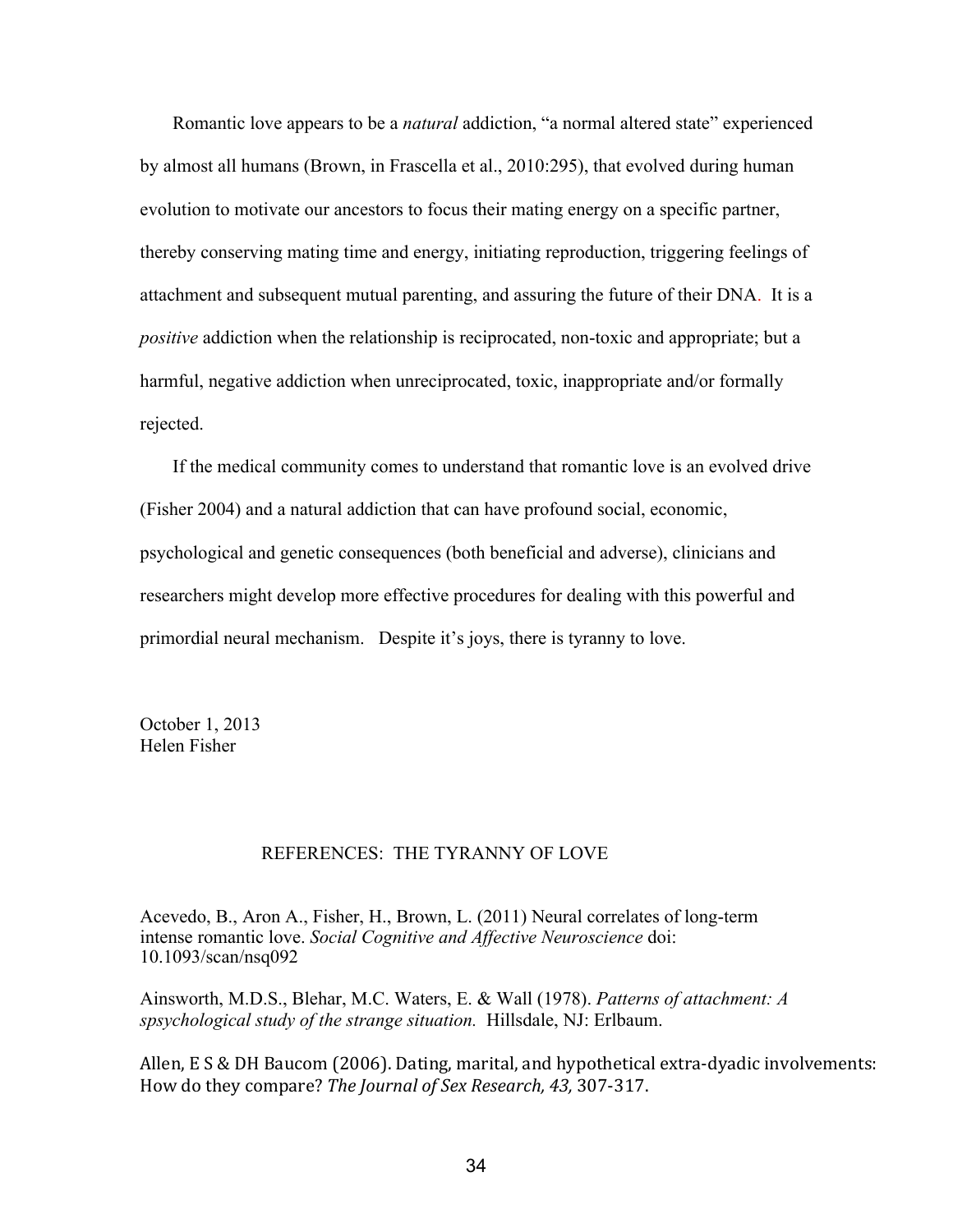Romantic love appears to be a *natural* addiction, "a normal altered state" experienced by almost all humans (Brown, in Frascella et al., 2010:295), that evolved during human evolution to motivate our ancestors to focus their mating energy on a specific partner, thereby conserving mating time and energy, initiating reproduction, triggering feelings of attachment and subsequent mutual parenting, and assuring the future of their DNA. It is a *positive* addiction when the relationship is reciprocated, non-toxic and appropriate; but a harmful, negative addiction when unreciprocated, toxic, inappropriate and/or formally rejected.

If the medical community comes to understand that romantic love is an evolved drive (Fisher 2004) and a natural addiction that can have profound social, economic, psychological and genetic consequences (both beneficial and adverse), clinicians and researchers might develop more effective procedures for dealing with this powerful and primordial neural mechanism. Despite it's joys, there is tyranny to love.

October 1, 2013
Helen Fisher

## REFERENCES: THE TYRANNY OF LOVE

Acevedo, B., Aron A., Fisher, H., Brown, L. (2011) Neural correlates of long-term intense romantic love. *Social Cognitive and Affective Neuroscience* doi: 10.1093/scan/nsq092

Ainsworth, M.D.S., Blehar, M.C. Waters, E. & Wall (1978). *Patterns of attachment: A spsychological study of the strange situation.* Hillsdale, NJ: Erlbaum.

Allen, E S & DH Baucom (2006). Dating, marital, and hypothetical extra-dyadic involvements: How do they compare? *The Journal of Sex Research, 43,* 307-317.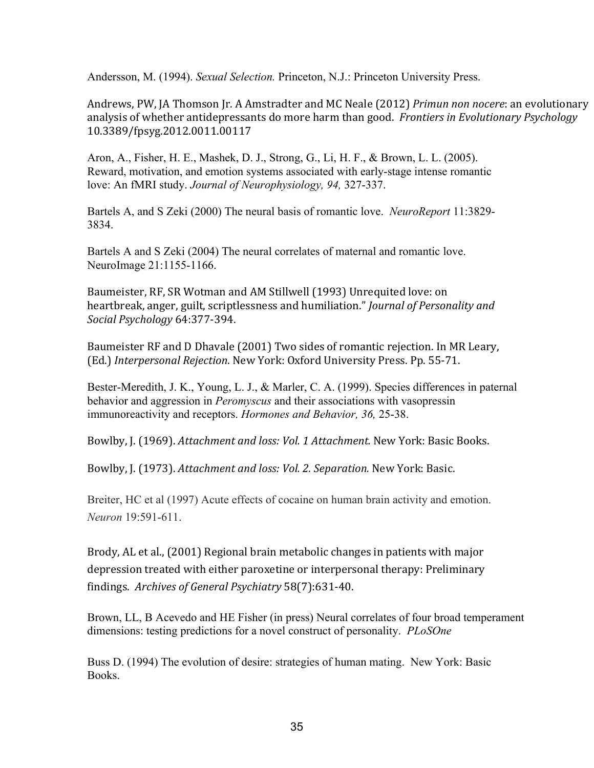Andersson, M. (1994). *Sexual Selection.* Princeton, N.J.: Princeton University Press.

Andrews, PW, JA Thomson Jr. A Amstradter and MC Neale (2012) *Primun non nocere*: an evolutionary analysis of whether antidepressants do more harm than good. *Frontiers in Evolutionary Psychology* 10.3389/fpsyg.2012.0011.00117

Aron, A., Fisher, H. E., Mashek, D. J., Strong, G., Li, H. F., & Brown, L. L. (2005). Reward, motivation, and emotion systems associated with early-stage intense romantic love: An fMRI study. *Journal of Neurophysiology, 94,* 327-337.

Bartels A, and S Zeki (2000) The neural basis of romantic love. *NeuroReport* 11:3829-3834.

Bartels A and S Zeki (2004) The neural correlates of maternal and romantic love. NeuroImage 21:1155-1166.

Baumeister, RF, SR Wotman and AM Stillwell (1993) Unrequited love: on heartbreak, anger, guilt, scriptlessness and humiliation." *Journal of Personality and Social Psychology* 64:377-394.

Baumeister RF and D Dhavale (2001) Two sides of romantic rejection. In MR Leary, (Ed.) *Interpersonal Rejection*. New York: Oxford University Press. Pp. 55-71.

Bester-Meredith, J. K., Young, L. J., & Marler, C. A. (1999). Species differences in paternal behavior and aggression in *Peromyscus* and their associations with vasopressin immunoreactivity and receptors. *Hormones and Behavior, 36,* 25-38.

Bowlby, J. (1969). *Attachment and loss: Vol. 1 Attachment.* New York: Basic Books.

Bowlby, J. (1973). *Attachment and loss: Vol. 2. Separation.* New York: Basic.

Breiter, HC et al (1997) Acute effects of cocaine on human brain activity and emotion. *Neuron* 19:591-611.

Brody, AL et al., (2001) Regional brain metabolic changes in patients with major depression treated with either paroxetine or interpersonal therapy: Preliminary findings. *Archives of General Psychiatry* 58(7):631-40.

Brown, LL, B Acevedo and HE Fisher (in press) Neural correlates of four broad temperament dimensions: testing predictions for a novel construct of personality. *PLoSOne*

Buss D. (1994) The evolution of desire: strategies of human mating. New York: Basic Books.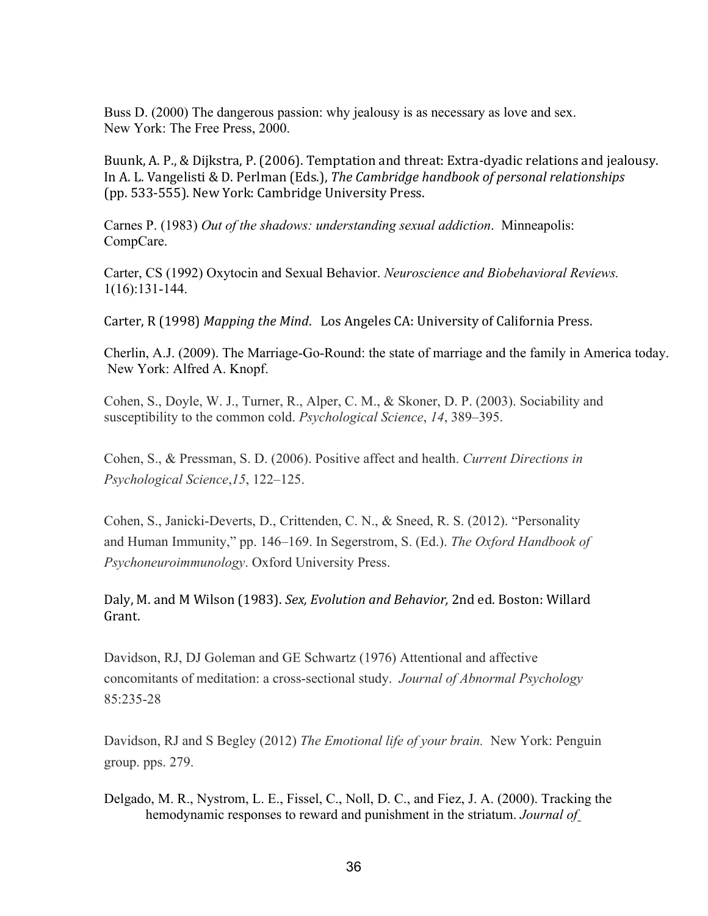Buss D. (2000) The dangerous passion: why jealousy is as necessary as love and sex. New York: The Free Press, 2000.

Buunk, A. P., & Dijkstra, P. (2006). Temptation and threat: Extra-dyadic relations and jealousy. In A. L. Vangelisti & D. Perlman (Eds.), *The Cambridge handbook of personal relationships* (pp. 533-555). New York: Cambridge University Press.

Carnes P. (1983) *Out of the shadows: understanding sexual addiction*. Minneapolis: CompCare.

Carter, CS (1992) Oxytocin and Sexual Behavior. *Neuroscience and Biobehavioral Reviews.* 1(16):131-144.

Carter, R (1998) *Mapping the Mind*. Los Angeles CA: University of California Press.

Cherlin, A.J. (2009). The Marriage-Go-Round: the state of marriage and the family in America today. New York: Alfred A. Knopf.

Cohen, S., Doyle, W. J., Turner, R., Alper, C. M., & Skoner, D. P. (2003). Sociability and susceptibility to the common cold. *Psychological Science*, *14*, 389–395.

Cohen, S., & Pressman, S. D. (2006). Positive affect and health. *Current Directions in Psychological Science*,*15*, 122–125.

Cohen, S., Janicki-Deverts, D., Crittenden, C. N., & Sneed, R. S. (2012). "Personality and Human Immunity," pp. 146–169. In Segerstrom, S. (Ed.). *The Oxford Handbook of Psychoneuroimmunology*. Oxford University Press.

Daly, M. and M Wilson (1983). *Sex, Evolution and Behavior,* 2nd ed. Boston: Willard Grant.

Davidson, RJ, DJ Goleman and GE Schwartz (1976) Attentional and affective concomitants of meditation: a cross-sectional study. *Journal of Abnormal Psychology* 85:235-28

Davidson, RJ and S Begley (2012) *The Emotional life of your brain.* New York: Penguin group. pps. 279.

Delgado, M. R., Nystrom, L. E., Fissel, C., Noll, D. C., and Fiez, J. A. (2000). Tracking the hemodynamic responses to reward and punishment in the striatum. *Journal of*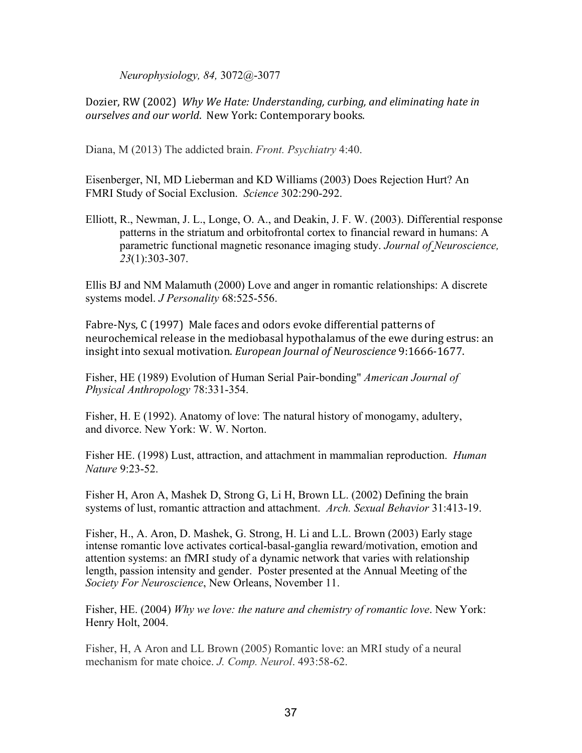*Neurophysiology, 84,* 3072@-3077

Dozier, RW (2002) *Why We Hate: Understanding, curbing, and eliminating hate in ourselves and our world*. New York: Contemporary books.

Diana, M (2013) The addicted brain. *Front. Psychiatry* 4:40.

Eisenberger, NI, MD Lieberman and KD Williams (2003) Does Rejection Hurt? An FMRI Study of Social Exclusion. *Science* 302:290-292.

Elliott, R., Newman, J. L., Longe, O. A., and Deakin, J. F. W. (2003). Differential response patterns in the striatum and orbitofrontal cortex to financial reward in humans: A parametric functional magnetic resonance imaging study. *Journal of Neuroscience, 23*(1):303-307.

Ellis BJ and NM Malamuth (2000) Love and anger in romantic relationships: A discrete systems model. *J Personality* 68:525-556.

Fabre-Nys, C (1997) Male faces and odors evoke differential patterns of neurochemical release in the mediobasal hypothalamus of the ewe during estrus: an insight into sexual motivation. *European Journal of Neuroscience* 9:1666-1677.

Fisher, HE (1989) Evolution of Human Serial Pair-bonding" *American Journal of Physical Anthropology* 78:331-354.

Fisher, H. E (1992). Anatomy of love: The natural history of monogamy, adultery, and divorce. New York: W. W. Norton.

Fisher HE. (1998) Lust, attraction, and attachment in mammalian reproduction. *Human Nature* 9:23-52.

Fisher H, Aron A, Mashek D, Strong G, Li H, Brown LL. (2002) Defining the brain systems of lust, romantic attraction and attachment. *Arch. Sexual Behavior* 31:413-19.

Fisher, H., A. Aron, D. Mashek, G. Strong, H. Li and L.L. Brown (2003) Early stage intense romantic love activates cortical-basal-ganglia reward/motivation, emotion and attention systems: an fMRI study of a dynamic network that varies with relationship length, passion intensity and gender. Poster presented at the Annual Meeting of the *Society For Neuroscience*, New Orleans, November 11.

Fisher, HE. (2004) *Why we love: the nature and chemistry of romantic love*. New York: Henry Holt, 2004.

Fisher, H, A Aron and LL Brown (2005) Romantic love: an MRI study of a neural mechanism for mate choice. *J. Comp. Neurol*. 493:58-62.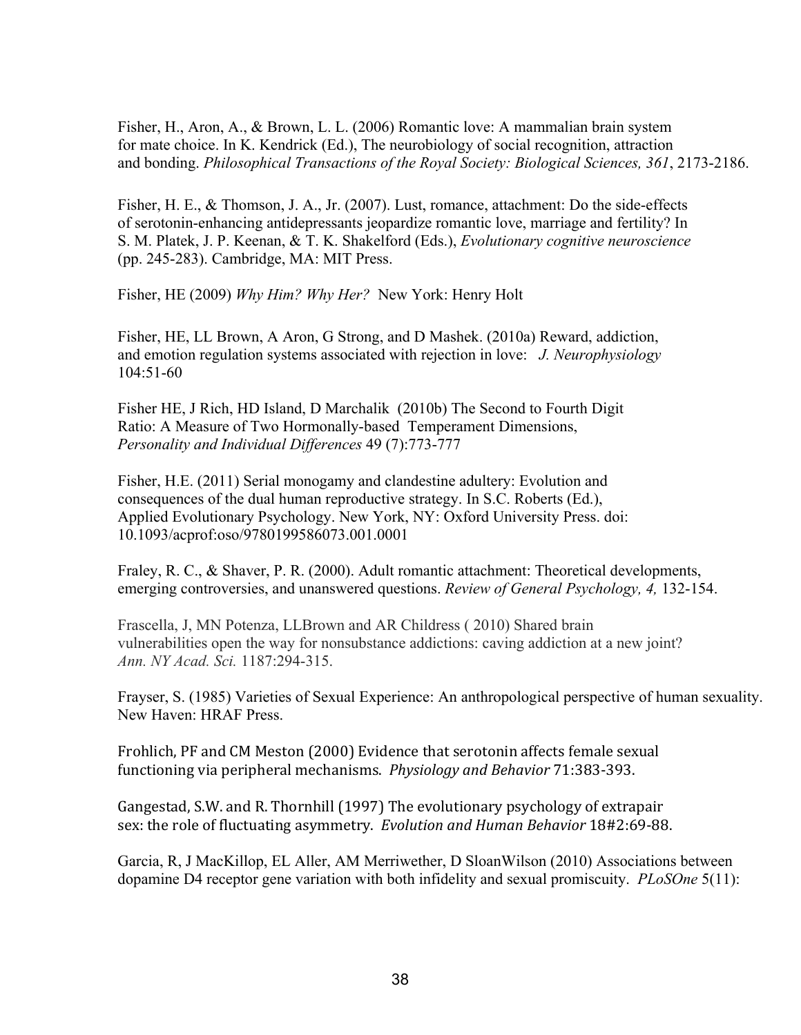Fisher, H., Aron, A., & Brown, L. L. (2006) Romantic love: A mammalian brain system for mate choice. In K. Kendrick (Ed.), The neurobiology of social recognition, attraction and bonding. *Philosophical Transactions of the Royal Society: Biological Sciences, 361*, 2173-2186.

Fisher, H. E., & Thomson, J. A., Jr. (2007). Lust, romance, attachment: Do the side-effects of serotonin-enhancing antidepressants jeopardize romantic love, marriage and fertility? In S. M. Platek, J. P. Keenan, & T. K. Shakelford (Eds.), *Evolutionary cognitive neuroscience* (pp. 245-283). Cambridge, MA: MIT Press.

Fisher, HE (2009) *Why Him? Why Her?* New York: Henry Holt

Fisher, HE, LL Brown, A Aron, G Strong, and D Mashek. (2010a) Reward, addiction, and emotion regulation systems associated with rejection in love: *J. Neurophysiology* 104:51-60

Fisher HE, J Rich, HD Island, D Marchalik (2010b) The Second to Fourth Digit Ratio: A Measure of Two Hormonally-based Temperament Dimensions, *Personality and Individual Differences* 49 (7):773-777

Fisher, H.E. (2011) Serial monogamy and clandestine adultery: Evolution and consequences of the dual human reproductive strategy. In S.C. Roberts (Ed.), Applied Evolutionary Psychology. New York, NY: Oxford University Press. doi: 10.1093/acprof:oso/9780199586073.001.0001

Fraley, R. C., & Shaver, P. R. (2000). Adult romantic attachment: Theoretical developments, emerging controversies, and unanswered questions. *Review of General Psychology, 4,* 132-154.

Frascella, J, MN Potenza, LLBrown and AR Childress ( 2010) Shared brain vulnerabilities open the way for nonsubstance addictions: caving addiction at a new joint? *Ann. NY Acad. Sci.* 1187:294-315.

Frayser, S. (1985) Varieties of Sexual Experience: An anthropological perspective of human sexuality. New Haven: HRAF Press.

Frohlich, PF and CM Meston (2000) Evidence that serotonin affects female sexual functioning via peripheral mechanisms. *Physiology and Behavior* 71:383-393.

Gangestad, S.W. and R. Thornhill (1997) The evolutionary psychology of extrapair sex: the role of fluctuating asymmetry. *Evolution and Human Behavior* 18#2:69-88.

Garcia, R, J MacKillop, EL Aller, AM Merriwether, D SloanWilson (2010) Associations between dopamine D4 receptor gene variation with both infidelity and sexual promiscuity. *PLoSOne* 5(11):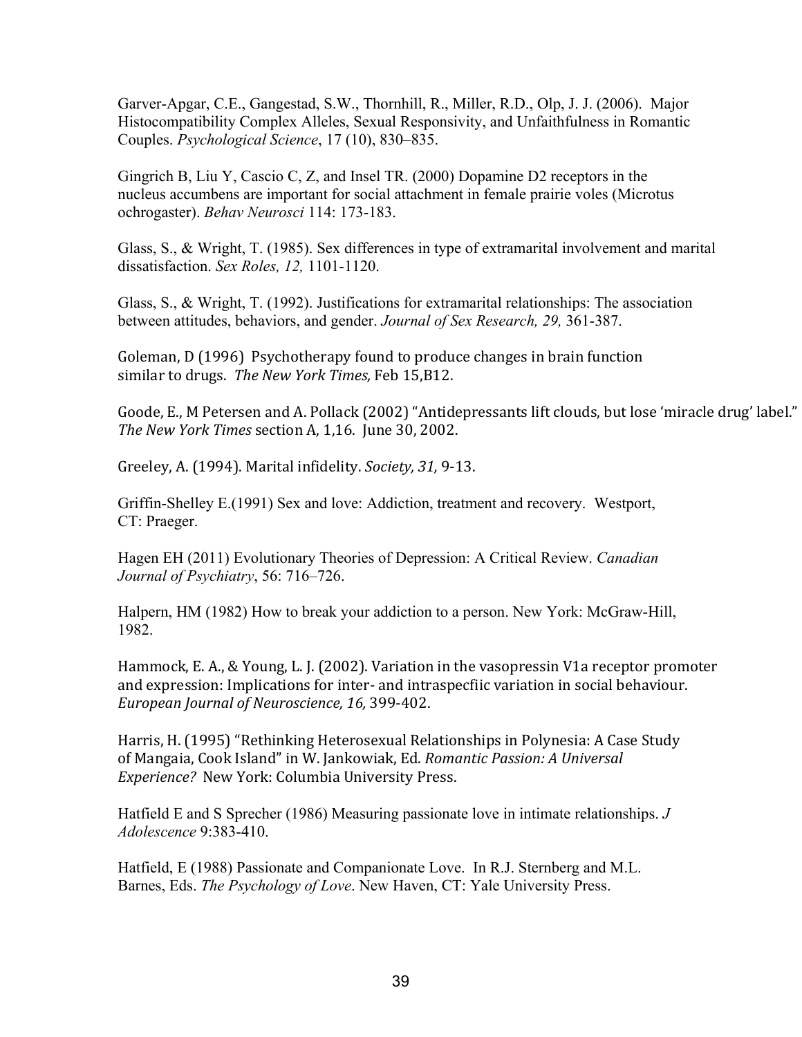Garver-Apgar, C.E., Gangestad, S.W., Thornhill, R., Miller, R.D., Olp, J. J. (2006). Major Histocompatibility Complex Alleles, Sexual Responsivity, and Unfaithfulness in Romantic Couples. *Psychological Science*, 17 (10), 830–835.

Gingrich B, Liu Y, Cascio C, Z, and Insel TR. (2000) Dopamine D2 receptors in the nucleus accumbens are important for social attachment in female prairie voles (Microtus ochrogaster). *Behav Neurosci* 114: 173-183.

Glass, S., & Wright, T. (1985). Sex differences in type of extramarital involvement and marital dissatisfaction. *Sex Roles, 12,* 1101-1120.

Glass, S., & Wright, T. (1992). Justifications for extramarital relationships: The association between attitudes, behaviors, and gender. *Journal of Sex Research, 29,* 361-387.

Goleman, D (1996) Psychotherapy found to produce changes in brain function similar to drugs. *The New York Times,* Feb 15,B12.

Goode, E., M Petersen and A. Pollack (2002) "Antidepressants lift clouds, but lose 'miracle drug' label." *The New York Times* section A, 1,16. June 30, 2002.

Greeley, A. (1994). Marital infidelity. *Society, 31,* 9-13.

Griffin-Shelley E.(1991) Sex and love: Addiction, treatment and recovery. Westport, CT: Praeger.

Hagen EH (2011) Evolutionary Theories of Depression: A Critical Review. *Canadian Journal of Psychiatry*, 56: 716–726.

Halpern, HM (1982) How to break your addiction to a person. New York: McGraw-Hill, 1982.

Hammock, E. A., & Young, L. J. (2002). Variation in the vasopressin V1a receptor promoter and expression: Implications for inter- and intraspecfiic variation in social behaviour. *European Journal of Neuroscience, 16,* 399-402.

Harris, H. (1995) "Rethinking Heterosexual Relationships in Polynesia: A Case Study of Mangaia, Cook Island" in W. Jankowiak, Ed. *Romantic Passion: A Universal Experience?* New York: Columbia University Press.

Hatfield E and S Sprecher (1986) Measuring passionate love in intimate relationships. *J Adolescence* 9:383-410.

Hatfield, E (1988) Passionate and Companionate Love. In R.J. Sternberg and M.L. Barnes, Eds. *The Psychology of Love*. New Haven, CT: Yale University Press.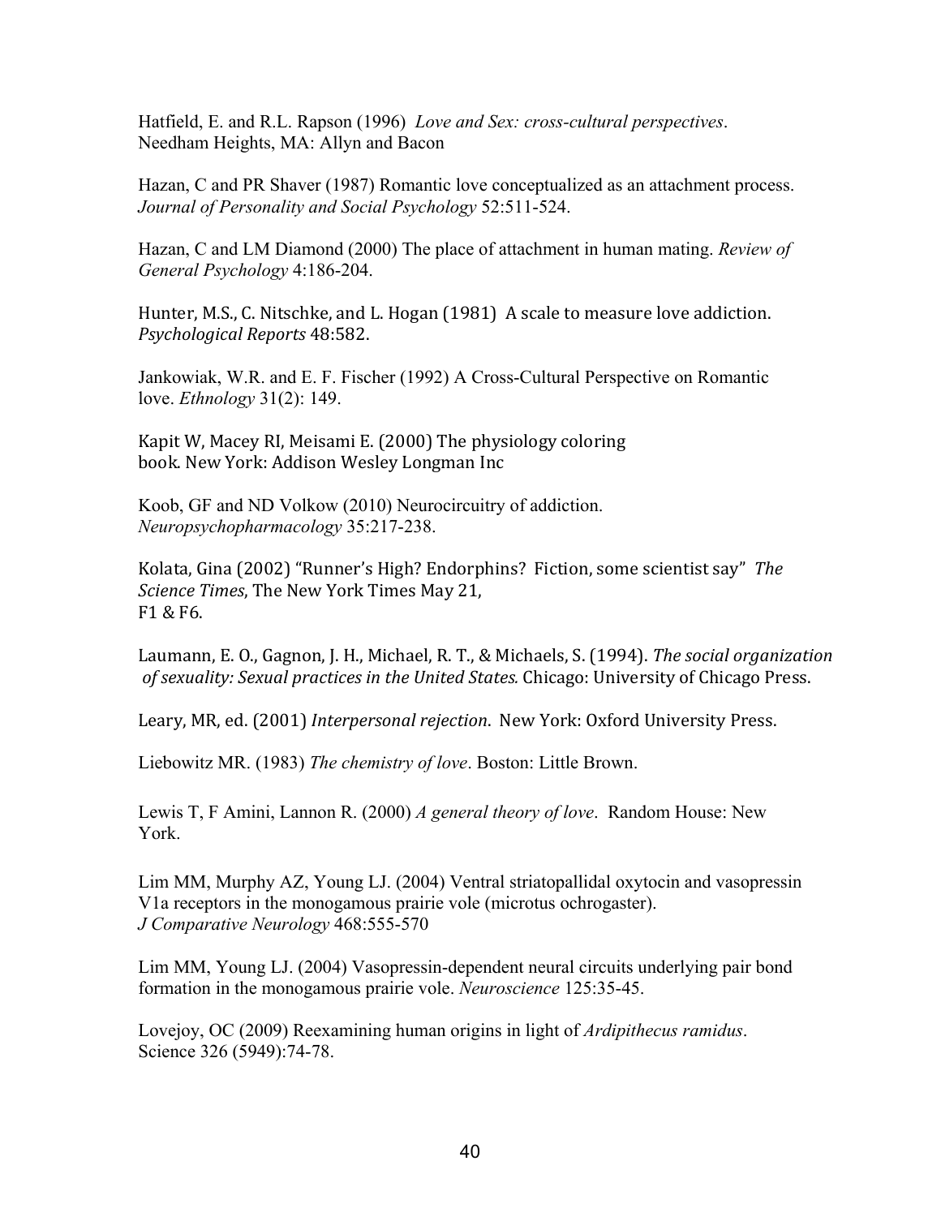Hatfield, E. and R.L. Rapson (1996) *Love and Sex: cross-cultural perspectives*. Needham Heights, MA: Allyn and Bacon

Hazan, C and PR Shaver (1987) Romantic love conceptualized as an attachment process. *Journal of Personality and Social Psychology* 52:511-524.

Hazan, C and LM Diamond (2000) The place of attachment in human mating. *Review of General Psychology* 4:186-204.

Hunter, M.S., C. Nitschke, and L. Hogan (1981) A scale to measure love addiction. *Psychological Reports* 48:582.

Jankowiak, W.R. and E. F. Fischer (1992) A Cross-Cultural Perspective on Romantic love. *Ethnology* 31(2): 149.

Kapit W, Macey RI, Meisami E. (2000) The physiology coloring book. New York: Addison Wesley Longman Inc

Koob, GF and ND Volkow (2010) Neurocircuitry of addiction. *Neuropsychopharmacology* 35:217-238.

Kolata, Gina (2002) "Runner's High? Endorphins? Fiction, some scientist say" *The Science Times*, The New York Times May 21, F1 & F6.

Laumann, E. O., Gagnon, J. H., Michael, R. T., & Michaels, S. (1994). *The social organization of sexuality: Sexual practices in the United States.* Chicago: University of Chicago Press.

Leary, MR, ed. (2001) *Interpersonal rejection*. New York: Oxford University Press.

Liebowitz MR. (1983) *The chemistry of love*. Boston: Little Brown.

Lewis T, F Amini, Lannon R. (2000) *A general theory of love*. Random House: New York.

Lim MM, Murphy AZ, Young LJ. (2004) Ventral striatopallidal oxytocin and vasopressin V1a receptors in the monogamous prairie vole (microtus ochrogaster). *J Comparative Neurology* 468:555-570

Lim MM, Young LJ. (2004) Vasopressin-dependent neural circuits underlying pair bond formation in the monogamous prairie vole. *Neuroscience* 125:35-45.

Lovejoy, OC (2009) Reexamining human origins in light of *Ardipithecus ramidus*. Science 326 (5949):74-78.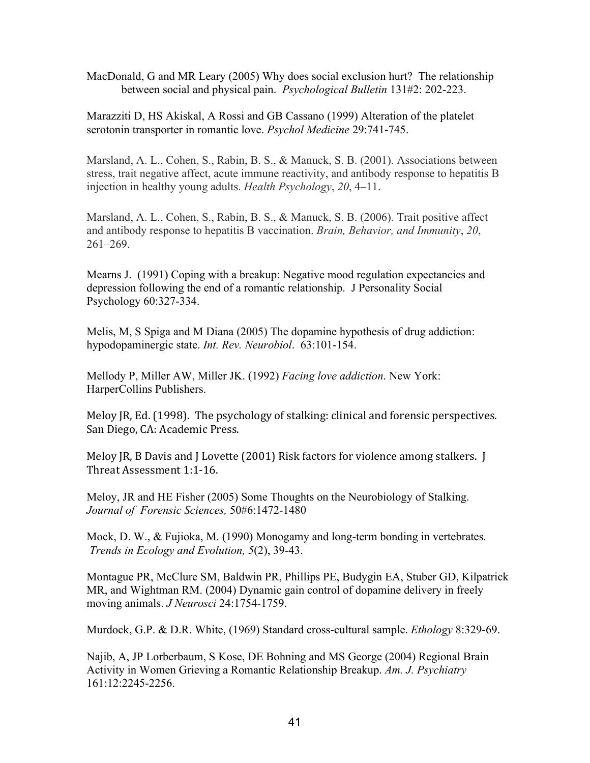MacDonald, G and MR Leary (2005) Why does social exclusion hurt? The relationship between social and physical pain. *Psychological Bulletin* 131#2: 202-223.

Marazziti D, HS Akiskal, A Rossi and GB Cassano (1999) Alteration of the platelet serotonin transporter in romantic love. *Psychol Medicine* 29:741-745.

Marsland, A. L., Cohen, S., Rabin, B. S., & Manuck, S. B. (2001). Associations between stress, trait negative affect, acute immune reactivity, and antibody response to hepatitis B injection in healthy young adults. *Health Psychology*, *20*, 4–11.

Marsland, A. L., Cohen, S., Rabin, B. S., & Manuck, S. B. (2006). Trait positive affect and antibody response to hepatitis B vaccination. *Brain, Behavior, and Immunity*, *20*, 261–269.

Mearns J. (1991) Coping with a breakup: Negative mood regulation expectancies and depression following the end of a romantic relationship. J Personality Social Psychology 60:327-334.

Melis, M, S Spiga and M Diana (2005) The dopamine hypothesis of drug addiction: hypodopaminergic state. *Int. Rev. Neurobiol*. 63:101-154.

Mellody P, Miller AW, Miller JK. (1992) *Facing love addiction*. New York: HarperCollins Publishers.

Meloy JR, Ed. (1998). The psychology of stalking: clinical and forensic perspectives. San Diego, CA: Academic Press.

Meloy JR, B Davis and J Lovette (2001) Risk factors for violence among stalkers. J Threat Assessment 1:1-16.

Meloy, JR and HE Fisher (2005) Some Thoughts on the Neurobiology of Stalking. *Journal of Forensic Sciences,* 50#6:1472-1480

Mock, D. W., & Fujioka, M. (1990) Monogamy and long-term bonding in vertebrates. *Trends in Ecology and Evolution, 5*(2), 39-43.

Montague PR, McClure SM, Baldwin PR, Phillips PE, Budygin EA, Stuber GD, Kilpatrick MR, and Wightman RM. (2004) Dynamic gain control of dopamine delivery in freely moving animals. *J Neurosci* 24:1754-1759.

Murdock, G.P. & D.R. White, (1969) Standard cross-cultural sample. *Ethology* 8:329-69.

Najib, A, JP Lorberbaum, S Kose, DE Bohning and MS George (2004) Regional Brain Activity in Women Grieving a Romantic Relationship Breakup. *Am. J. Psychiatry* 161:12:2245-2256.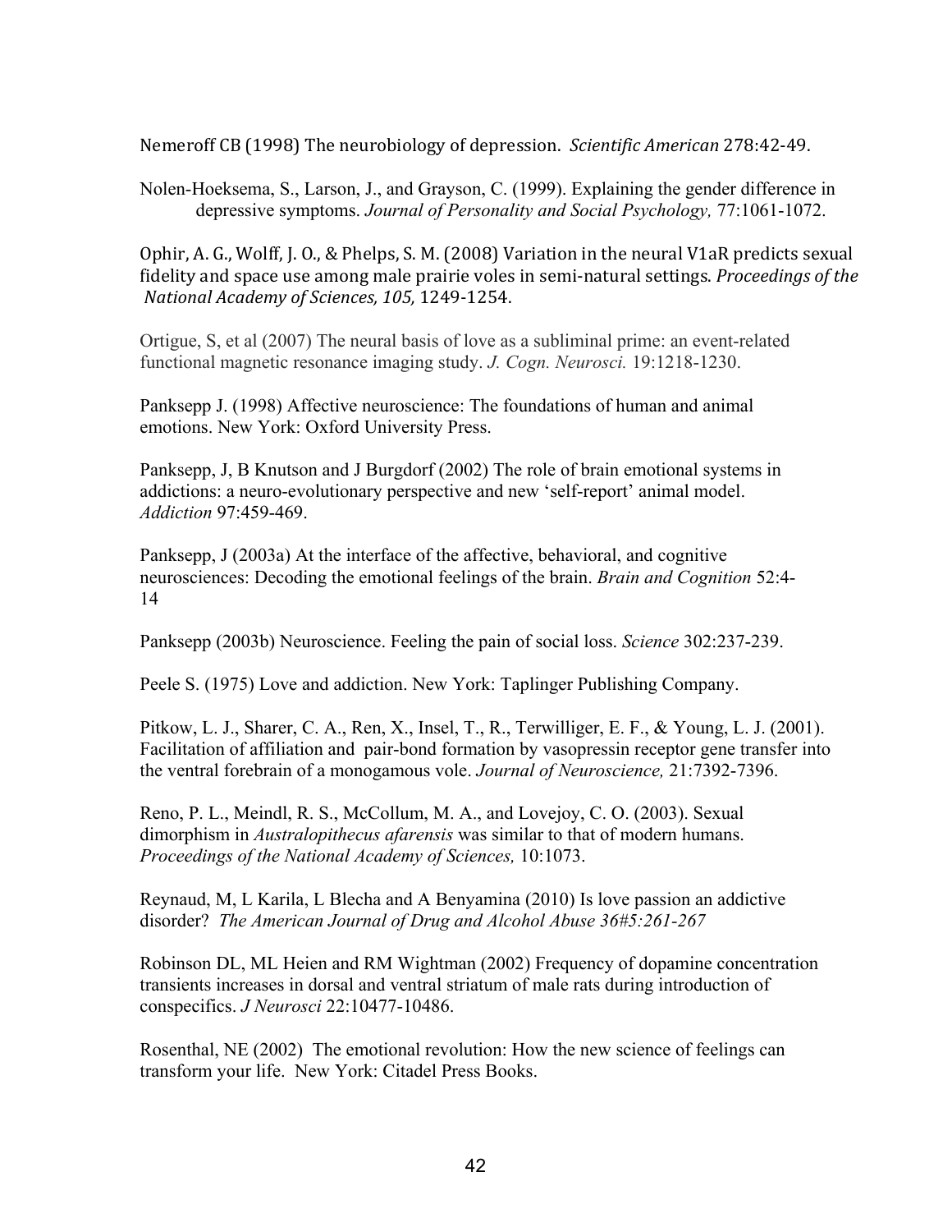Nemeroff CB (1998) The neurobiology of depression. *Scientific American* 278:42-49.

Nolen-Hoeksema, S., Larson, J., and Grayson, C. (1999). Explaining the gender difference in depressive symptoms. *Journal of Personality and Social Psychology,* 77:1061-1072.

Ophir, A. G., Wolff, J. O., & Phelps, S. M. (2008) Variation in the neural V1aR predicts sexual fidelity and space use among male prairie voles in semi-natural settings. *Proceedings of the National Academy of Sciences, 105,* 1249-1254.

Ortigue, S, et al (2007) The neural basis of love as a subliminal prime: an event-related functional magnetic resonance imaging study. *J. Cogn. Neurosci.* 19:1218-1230.

Panksepp J. (1998) Affective neuroscience: The foundations of human and animal emotions. New York: Oxford University Press.

Panksepp, J, B Knutson and J Burgdorf (2002) The role of brain emotional systems in addictions: a neuro-evolutionary perspective and new 'self-report' animal model. *Addiction* 97:459-469.

Panksepp, J (2003a) At the interface of the affective, behavioral, and cognitive neurosciences: Decoding the emotional feelings of the brain. *Brain and Cognition* 52:4-14

Panksepp (2003b) Neuroscience. Feeling the pain of social loss. *Science* 302:237-239.

Peele S. (1975) Love and addiction. New York: Taplinger Publishing Company.

Pitkow, L. J., Sharer, C. A., Ren, X., Insel, T., R., Terwilliger, E. F., & Young, L. J. (2001). Facilitation of affiliation and pair-bond formation by vasopressin receptor gene transfer into the ventral forebrain of a monogamous vole. *Journal of Neuroscience,* 21:7392-7396.

Reno, P. L., Meindl, R. S., McCollum, M. A., and Lovejoy, C. O. (2003). Sexual dimorphism in *Australopithecus afarensis* was similar to that of modern humans. *Proceedings of the National Academy of Sciences,* 10:1073.

Reynaud, M, L Karila, L Blecha and A Benyamina (2010) Is love passion an addictive disorder? *The American Journal of Drug and Alcohol Abuse 36#5:261-267*

Robinson DL, ML Heien and RM Wightman (2002) Frequency of dopamine concentration transients increases in dorsal and ventral striatum of male rats during introduction of conspecifics. *J Neurosci* 22:10477-10486.

Rosenthal, NE (2002) The emotional revolution: How the new science of feelings can transform your life. New York: Citadel Press Books.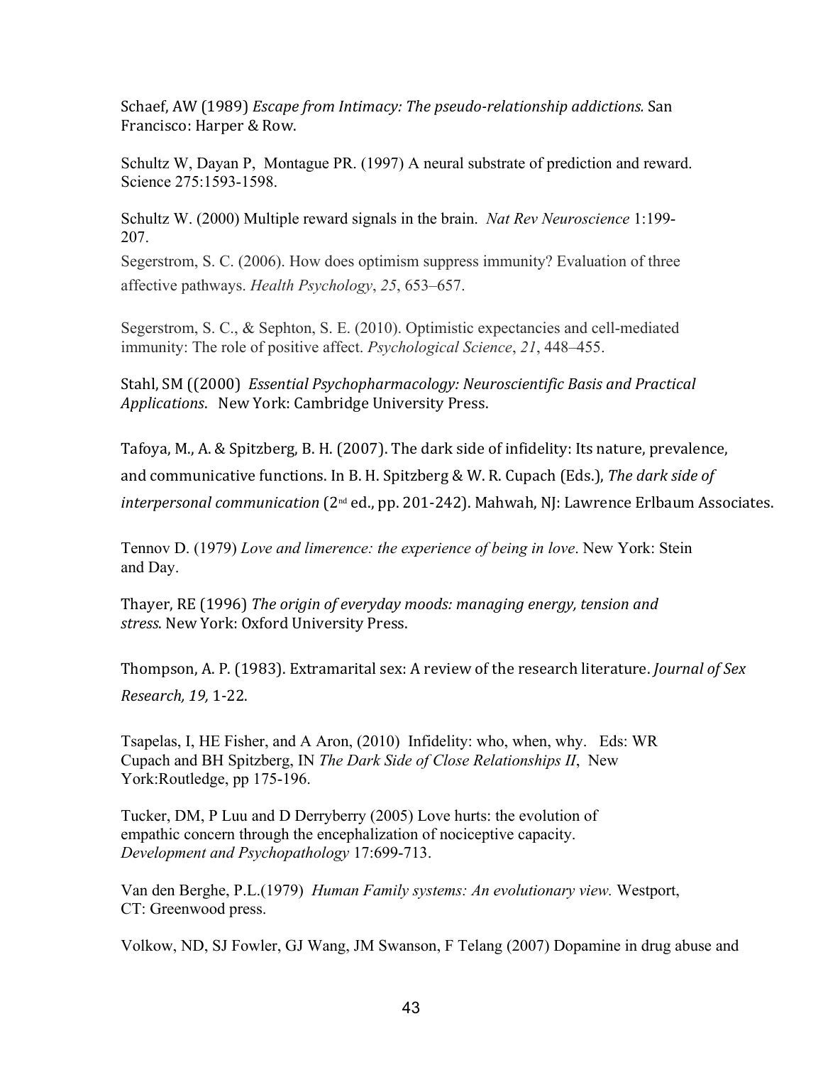Schaef, AW (1989) *Escape from Intimacy: The pseudo-relationship addictions.* San Francisco: Harper & Row.

Schultz W, Dayan P, Montague PR. (1997) A neural substrate of prediction and reward. Science 275:1593-1598.

Schultz W. (2000) Multiple reward signals in the brain. *Nat Rev Neuroscience* 1:199-207.

Segerstrom, S. C. (2006). How does optimism suppress immunity? Evaluation of three affective pathways. *Health Psychology*, *25*, 653–657.

Segerstrom, S. C., & Sephton, S. E. (2010). Optimistic expectancies and cell-mediated immunity: The role of positive affect. *Psychological Science*, *21*, 448–455.

Stahl, SM ((2000) *Essential Psychopharmacology: Neuroscientific Basis and Practical Applications*. New York: Cambridge University Press.

Tafoya, M., A. & Spitzberg, B. H. (2007). The dark side of infidelity: Its nature, prevalence, and communicative functions. In B. H. Spitzberg & W. R. Cupach (Eds.), *The dark side of interpersonal communication* (2nd ed., pp. 201-242). Mahwah, NJ: Lawrence Erlbaum Associates.

Tennov D. (1979) *Love and limerence: the experience of being in love*. New York: Stein and Day.

Thayer, RE (1996) *The origin of everyday moods: managing energy, tension and stress.* New York: Oxford University Press.

Thompson, A. P. (1983). Extramarital sex: A review of the research literature. *Journal of Sex Research, 19,* 1-22.

Tsapelas, I, HE Fisher, and A Aron, (2010) Infidelity: who, when, why. Eds: WR Cupach and BH Spitzberg, IN *The Dark Side of Close Relationships II*, New York:Routledge, pp 175-196.

Tucker, DM, P Luu and D Derryberry (2005) Love hurts: the evolution of empathic concern through the encephalization of nociceptive capacity. *Development and Psychopathology* 17:699-713.

Van den Berghe, P.L.(1979) *Human Family systems: An evolutionary view.* Westport, CT: Greenwood press.

Volkow, ND, SJ Fowler, GJ Wang, JM Swanson, F Telang (2007) Dopamine in drug abuse and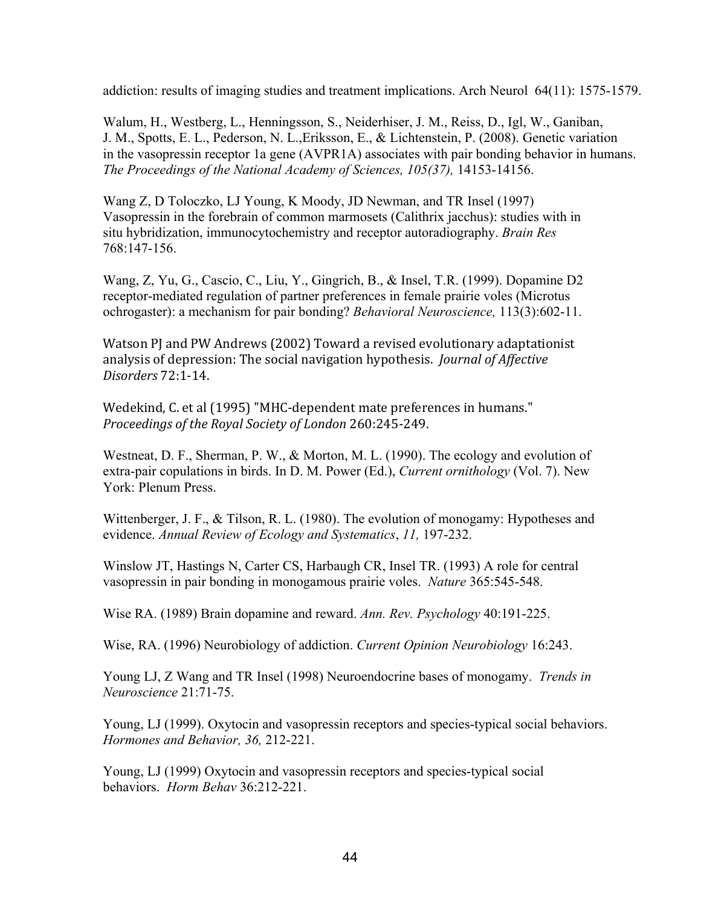addiction: results of imaging studies and treatment implications. Arch Neurol 64(11): 1575-1579.

Walum, H., Westberg, L., Henningsson, S., Neiderhiser, J. M., Reiss, D., Igl, W., Ganiban, J. M., Spotts, E. L., Pederson, N. L.,Eriksson, E., & Lichtenstein, P. (2008). Genetic variation in the vasopressin receptor 1a gene (AVPR1A) associates with pair bonding behavior in humans. *The Proceedings of the National Academy of Sciences, 105(37),* 14153-14156.

Wang Z, D Toloczko, LJ Young, K Moody, JD Newman, and TR Insel (1997) Vasopressin in the forebrain of common marmosets (Calithrix jacchus): studies with in situ hybridization, immunocytochemistry and receptor autoradiography. *Brain Res* 768:147-156.

Wang, Z, Yu, G., Cascio, C., Liu, Y., Gingrich, B., & Insel, T.R. (1999). Dopamine D2 receptor-mediated regulation of partner preferences in female prairie voles (Microtus ochrogaster): a mechanism for pair bonding? *Behavioral Neuroscience,* 113(3):602-11.

Watson PJ and PW Andrews (2002) Toward a revised evolutionary adaptationist analysis of depression: The social navigation hypothesis. *Journal of Affective Disorders* 72:1-14.

Wedekind, C. et al (1995) "MHC-dependent mate preferences in humans." *Proceedings of the Royal Society of London* 260:245-249.

Westneat, D. F., Sherman, P. W., & Morton, M. L. (1990). The ecology and evolution of extra-pair copulations in birds. In D. M. Power (Ed.), *Current ornithology* (Vol. 7). New York: Plenum Press.

Wittenberger, J. F., & Tilson, R. L. (1980). The evolution of monogamy: Hypotheses and evidence. *Annual Review of Ecology and Systematics*, *11,* 197-232.

Winslow JT, Hastings N, Carter CS, Harbaugh CR, Insel TR. (1993) A role for central vasopressin in pair bonding in monogamous prairie voles. *Nature* 365:545-548.

Wise RA. (1989) Brain dopamine and reward. *Ann. Rev. Psychology* 40:191-225.

Wise, RA. (1996) Neurobiology of addiction. *Current Opinion Neurobiology* 16:243.

Young LJ, Z Wang and TR Insel (1998) Neuroendocrine bases of monogamy. *Trends in Neuroscience* 21:71-75.

Young, LJ (1999). Oxytocin and vasopressin receptors and species-typical social behaviors. *Hormones and Behavior, 36,* 212-221.

Young, LJ (1999) Oxytocin and vasopressin receptors and species-typical social behaviors. *Horm Behav* 36:212-221.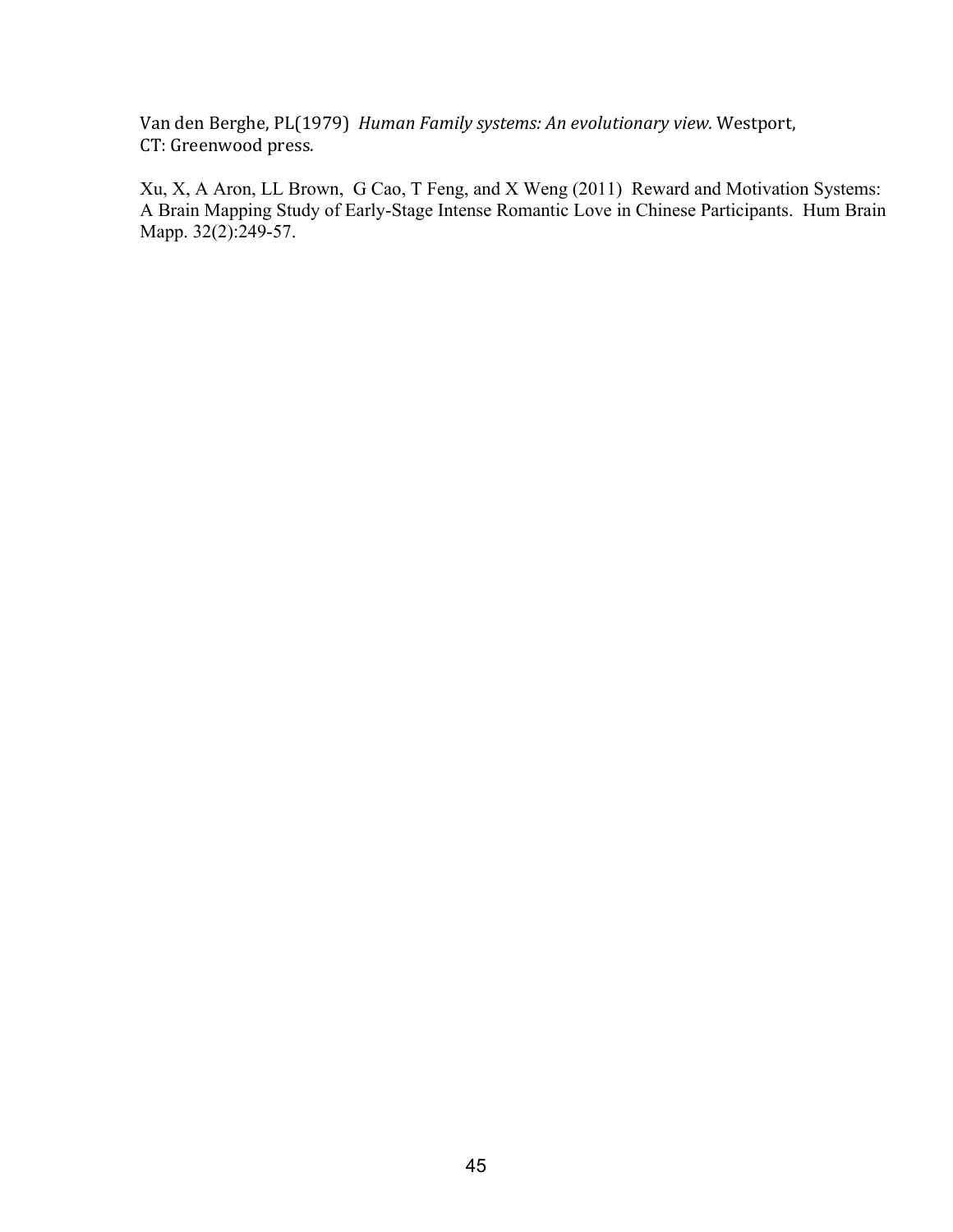Van den Berghe, PL(1979) *Human Family systems: An evolutionary view.* Westport, CT: Greenwood press.

Xu, X, A Aron, LL Brown, G Cao, T Feng, and X Weng (2011) Reward and Motivation Systems: A Brain Mapping Study of Early-Stage Intense Romantic Love in Chinese Participants. Hum Brain Mapp. 32(2):249-57.